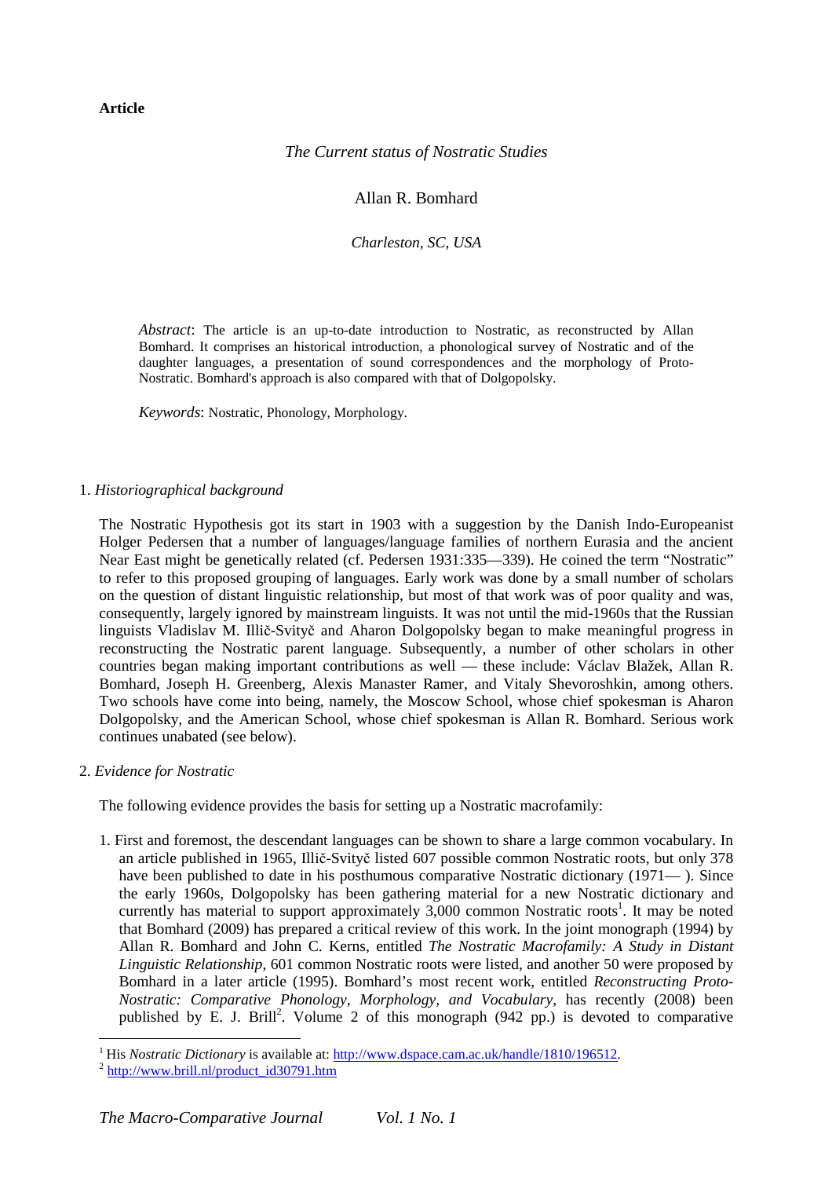**Article**

*The Current status of Nostratic Studies*

Allan R. Bomhard

*Charleston, SC, USA*

> *Abstract*: The article is an up-to-date introduction to Nostratic, as reconstructed by Allan Bomhard. It comprises an historical introduction, a phonological survey of Nostratic and of the daughter languages, a presentation of sound correspondences and the morphology of Proto-Nostratic. Bomhard's approach is also compared with that of Dolgopolsky.
>
> *Keywords*: Nostratic, Phonology, Morphology.

## 1. *Historiographical background*

The Nostratic Hypothesis got its start in 1903 with a suggestion by the Danish Indo-Europeanist Holger Pedersen that a number of languages/language families of northern Eurasia and the ancient Near East might be genetically related (cf. Pedersen 1931:335—339). He coined the term "Nostratic" to refer to this proposed grouping of languages. Early work was done by a small number of scholars on the question of distant linguistic relationship, but most of that work was of poor quality and was, consequently, largely ignored by mainstream linguists. It was not until the mid-1960s that the Russian linguists Vladislav M. Illič-Svityč and Aharon Dolgopolsky began to make meaningful progress in reconstructing the Nostratic parent language. Subsequently, a number of other scholars in other countries began making important contributions as well — these include: Václav Blažek, Allan R. Bomhard, Joseph H. Greenberg, Alexis Manaster Ramer, and Vitaly Shevoroshkin, among others. Two schools have come into being, namely, the Moscow School, whose chief spokesman is Aharon Dolgopolsky, and the American School, whose chief spokesman is Allan R. Bomhard. Serious work continues unabated (see below).

## 2. *Evidence for Nostratic*

The following evidence provides the basis for setting up a Nostratic macrofamily:

1. First and foremost, the descendant languages can be shown to share a large common vocabulary. In an article published in 1965, Illič-Svityč listed 607 possible common Nostratic roots, but only 378 have been published to date in his posthumous comparative Nostratic dictionary (1971— ). Since the early 1960s, Dolgopolsky has been gathering material for a new Nostratic dictionary and currently has material to support approximately 3,000 common Nostratic roots[1]. It may be noted that Bomhard (2009) has prepared a critical review of this work. In the joint monograph (1994) by Allan R. Bomhard and John C. Kerns, entitled *The Nostratic Macrofamily: A Study in Distant Linguistic Relationship*, 601 common Nostratic roots were listed, and another 50 were proposed by Bomhard in a later article (1995). Bomhard's most recent work, entitled *Reconstructing Proto-Nostratic: Comparative Phonology, Morphology, and Vocabulary*, has recently (2008) been published by E. J. Brill[2]. Volume 2 of this monograph (942 pp.) is devoted to comparative

---

[1] His *Nostratic Dictionary* is available at: http://www.dspace.cam.ac.uk/handle/1810/196512.

[2] http://www.brill.nl/product_id30791.htm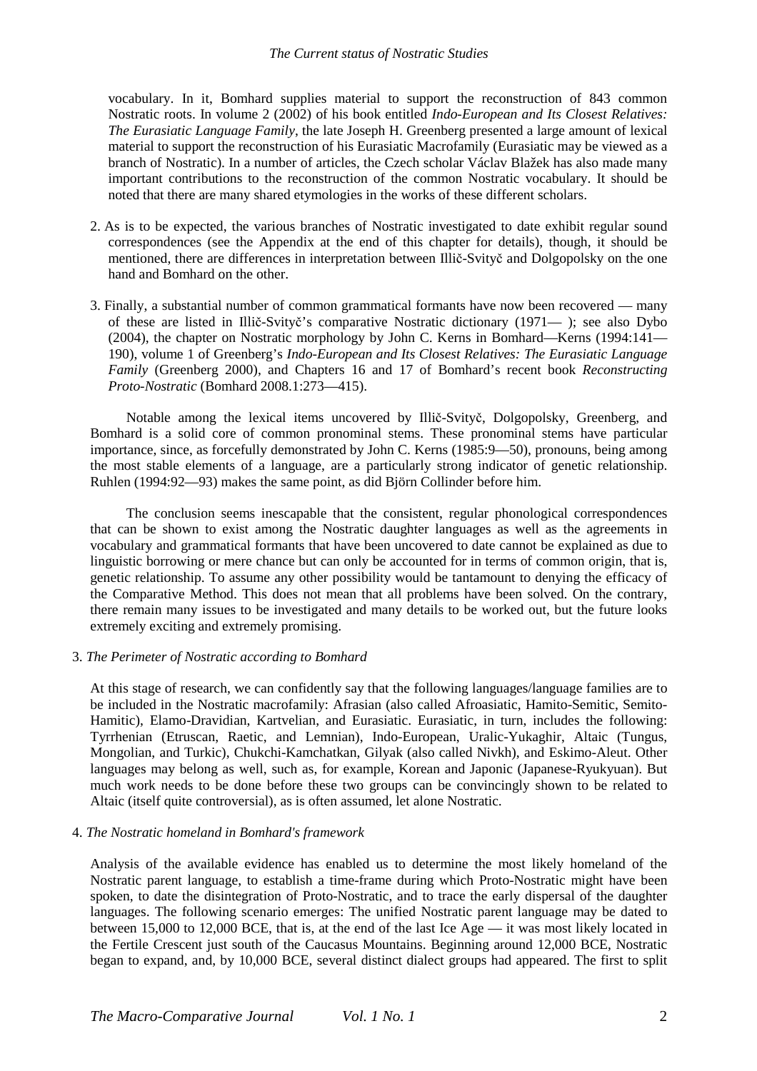vocabulary. In it, Bomhard supplies material to support the reconstruction of 843 common Nostratic roots. In volume 2 (2002) of his book entitled *Indo-European and Its Closest Relatives: The Eurasiatic Language Family*, the late Joseph H. Greenberg presented a large amount of lexical material to support the reconstruction of his Eurasiatic Macrofamily (Eurasiatic may be viewed as a branch of Nostratic). In a number of articles, the Czech scholar Václav Blažek has also made many important contributions to the reconstruction of the common Nostratic vocabulary. It should be noted that there are many shared etymologies in the works of these different scholars.

2. As is to be expected, the various branches of Nostratic investigated to date exhibit regular sound correspondences (see the Appendix at the end of this chapter for details), though, it should be mentioned, there are differences in interpretation between Illič-Svityč and Dolgopolsky on the one hand and Bomhard on the other.

3. Finally, a substantial number of common grammatical formants have now been recovered — many of these are listed in Illič-Svityč's comparative Nostratic dictionary (1971— ); see also Dybo (2004), the chapter on Nostratic morphology by John C. Kerns in Bomhard—Kerns (1994:141—190), volume 1 of Greenberg's *Indo-European and Its Closest Relatives: The Eurasiatic Language Family* (Greenberg 2000), and Chapters 16 and 17 of Bomhard's recent book *Reconstructing Proto-Nostratic* (Bomhard 2008.1:273—415).

Notable among the lexical items uncovered by Illič-Svityč, Dolgopolsky, Greenberg, and Bomhard is a solid core of common pronominal stems. These pronominal stems have particular importance, since, as forcefully demonstrated by John C. Kerns (1985:9—50), pronouns, being among the most stable elements of a language, are a particularly strong indicator of genetic relationship. Ruhlen (1994:92—93) makes the same point, as did Björn Collinder before him.

The conclusion seems inescapable that the consistent, regular phonological correspondences that can be shown to exist among the Nostratic daughter languages as well as the agreements in vocabulary and grammatical formants that have been uncovered to date cannot be explained as due to linguistic borrowing or mere chance but can only be accounted for in terms of common origin, that is, genetic relationship. To assume any other possibility would be tantamount to denying the efficacy of the Comparative Method. This does not mean that all problems have been solved. On the contrary, there remain many issues to be investigated and many details to be worked out, but the future looks extremely exciting and extremely promising.

## 3. *The Perimeter of Nostratic according to Bomhard*

At this stage of research, we can confidently say that the following languages/language families are to be included in the Nostratic macrofamily: Afrasian (also called Afroasiatic, Hamito-Semitic, Semito-Hamitic), Elamo-Dravidian, Kartvelian, and Eurasiatic. Eurasiatic, in turn, includes the following: Tyrrhenian (Etruscan, Raetic, and Lemnian), Indo-European, Uralic-Yukaghir, Altaic (Tungus, Mongolian, and Turkic), Chukchi-Kamchatkan, Gilyak (also called Nivkh), and Eskimo-Aleut. Other languages may belong as well, such as, for example, Korean and Japonic (Japanese-Ryukyuan). But much work needs to be done before these two groups can be convincingly shown to be related to Altaic (itself quite controversial), as is often assumed, let alone Nostratic.

## 4. *The Nostratic homeland in Bomhard's framework*

Analysis of the available evidence has enabled us to determine the most likely homeland of the Nostratic parent language, to establish a time-frame during which Proto-Nostratic might have been spoken, to date the disintegration of Proto-Nostratic, and to trace the early dispersal of the daughter languages. The following scenario emerges: The unified Nostratic parent language may be dated to between 15,000 to 12,000 BCE, that is, at the end of the last Ice Age — it was most likely located in the Fertile Crescent just south of the Caucasus Mountains. Beginning around 12,000 BCE, Nostratic began to expand, and, by 10,000 BCE, several distinct dialect groups had appeared. The first to split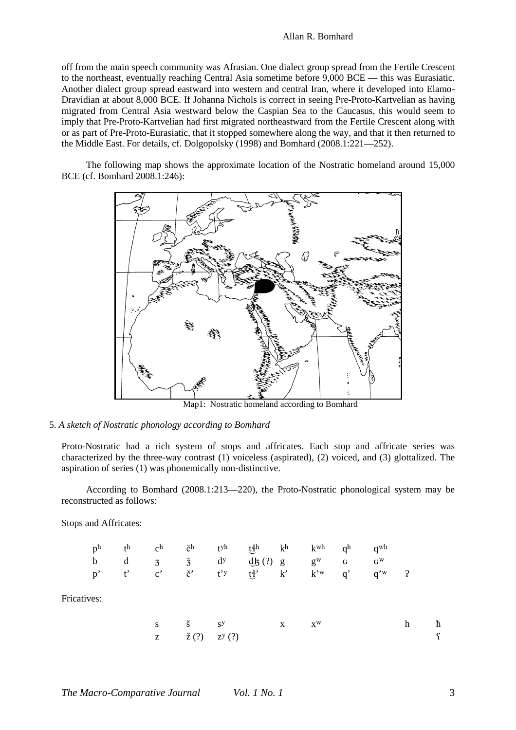off from the main speech community was Afrasian. One dialect group spread from the Fertile Crescent to the northeast, eventually reaching Central Asia sometime before 9,000 BCE — this was Eurasiatic. Another dialect group spread eastward into western and central Iran, where it developed into Elamo-Dravidian at about 8,000 BCE. If Johanna Nichols is correct in seeing Pre-Proto-Kartvelian as having migrated from Central Asia westward below the Caspian Sea to the Caucasus, this would seem to imply that Pre-Proto-Kartvelian had first migrated northeastward from the Fertile Crescent along with or as part of Pre-Proto-Eurasiatic, that it stopped somewhere along the way, and that it then returned to the Middle East. For details, cf. Dolgopolsky (1998) and Bomhard (2008.1:221—252).

The following map shows the approximate location of the Nostratic homeland around 15,000 BCE (cf. Bomhard 2008.1:246):

Map1: Nostratic homeland according to Bomhard

5. *A sketch of Nostratic phonology according to Bomhard*

Proto-Nostratic had a rich system of stops and affricates. Each stop and affricate series was characterized by the three-way contrast (1) voiceless (aspirated), (2) voiced, and (3) glottalized. The aspiration of series (1) was phonemically non-distinctive.

According to Bomhard (2008.1:213—220), the Proto-Nostratic phonological system may be reconstructed as follows:

Stops and Affricates:

| | | | | | | | | | | |
|---|---|---|---|---|---|---|---|---|---|---|
| pʰ | tʰ | cʰ | čʰ | tʸʰ | t͜ɬʰ | kʰ | kʷʰ | qʰ | qʷʰ | |
| b | d | ʒ | ǯ | dʸ | d͜ɮ (?) | g | gʷ | ɢ | ɢʷ | |
| p’ | t’ | c’ | č’ | t’ʸ | t͜ɬ’ | k’ | k’ʷ | q’ | q’ʷ | ʔ |

Fricatives:

| | | | | | | | | | | | |
|---|---|---|---|---|---|---|---|---|---|---|---|
| | | s | š | sʸ | | x | xʷ | | | h | ħ |
| | | z | ž (?) | zʸ (?) | | | | | | | ʕ |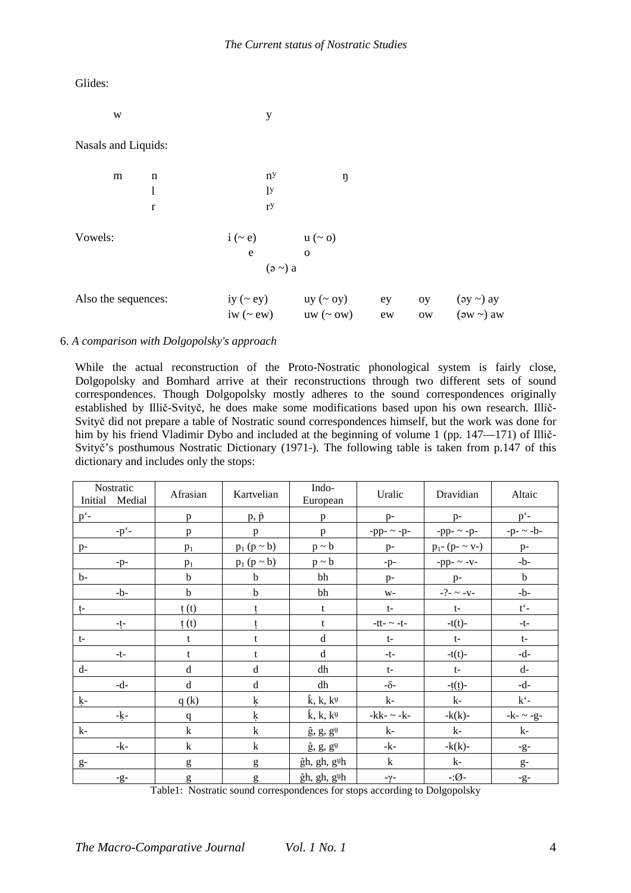Glides:

w y

Nasals and Liquids:

| | | | |
|---|---|---|---|
| m | n | $n^y$ | ŋ |
| | l | $l^y$ | |
| | r | $r^y$ | |

| | | |
|---|---|---|
| Vowels: | i (~ e) | u (~ o) |
| | e | o |
| | (ə ~) a | |

| | | | | | |
|---|---|---|---|---|---|
| Also the sequences: | iy (~ ey) | uy (~ oy) | ey | oy | (əy ~) ay |
| | iw (~ ew) | uw (~ ow) | ew | ow | (əw ~) aw |

6. *A comparison with Dolgopolsky's approach*

While the actual reconstruction of the Proto-Nostratic phonological system is fairly close, Dolgopolsky and Bomhard arrive at their reconstructions through two different sets of sound correspondences. Though Dolgopolsky mostly adheres to the sound correspondences originally established by Illič-Svityč, he does make some modifications based upon his own research. Illič-Svityč did not prepare a table of Nostratic sound correspondences himself, but the work was done for him by his friend Vladimir Dybo and included at the beginning of volume 1 (pp. 147—171) of Illič-Svityč's posthumous Nostratic Dictionary (1971-). The following table is taken from p.147 of this dictionary and includes only the stops:

| Nostratic Initial Medial | Afrasian | Kartvelian | Indo-European | Uralic | Dravidian | Altaic |
|---|---|---|---|---|---|---|
| p‘- | p | p, ṗ | p | p- | p- | p‘- |
| -p‘- | p | p | p | -pp- ~ -p- | -pp- ~ -p- | -p- ~ -b- |
| p- | $p_1$ | $p_1$ (p ~ b) | p ~ b | p- | $p_1$- (p- ~ v-) | p- |
| -p- | $p_1$ | $p_1$ (p ~ b) | p ~ b | -p- | -pp- ~ -v- | -b- |
| b- | b | b | bh | p- | p- | b |
| -b- | b | b | bh | w- | -?- ~ -v- | -b- |
| ṭ- | ṭ (t) | ṭ | t | t- | t- | t‘- |
| -ṭ- | ṭ (t) | ṭ | t | -tt- ~ -t- | -t(t)- | -t- |
| t- | t | t | d | t- | t- | t- |
| -t- | t | t | d | -t- | -t(t)- | -d- |
| d- | d | d | dh | t- | t- | d- |
| -d- | d | d | dh | -δ- | -ṭ(ṭ)- | -d- |
| ḳ- | q (k) | ḳ | k̂, k, kᵘ | k- | k- | k‘- |
| -ḳ- | q | ḳ | k̂, k, kᵘ | -kk- ~ -k- | -k(k)- | -k- ~ -g- |
| k- | k | k | ĝ, g, gᵘ | k- | k- | k- |
| -k- | k | k | ĝ, g, gᵘ | -k- | -k(k)- | -g- |
| g- | g | g | ĝh, gh, gᵘh | k | k- | g- |
| -g- | g | g | ĝh, gh, gᵘh | -γ- | -:Ø- | -g- |

Table1: Nostratic sound correspondences for stops according to Dolgopolsky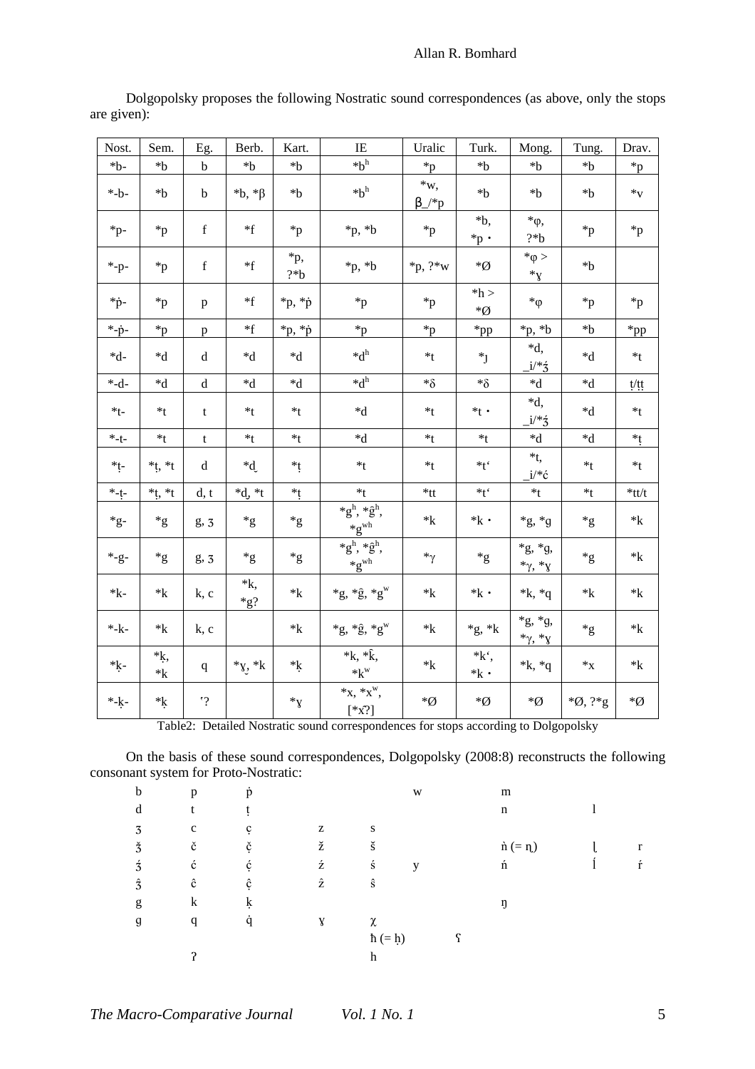Dolgopolsky proposes the following Nostratic sound correspondences (as above, only the stops are given):

| Nost. | Sem. | Eg. | Berb. | Kart. | IE | Uralic | Turk. | Mong. | Tung. | Drav. |
|---|---|---|---|---|---|---|---|---|---|---|
| *b- | *b | b | *b | *b | *bʰ | *p | *b | *b | *b | *p |
| *-b- | *b | b | *b, *β | *b | *bʰ | *w, β_/*p | *b | *b | *b | *v |
| *p- | *p | f | *f | *p | *p, *b | *p | *b, *p・ | *φ, ?*b | *p | *p |
| *-p- | *p | f | *f | *p, ?*b | *p, *b | *p, ?*w | *Ø | *φ > *ɣ | *b | |
| *ṗ- | *p | p | *f | *p, *ṗ | *p | *p | *h > *Ø | *φ | *p | *p |
| *-ṗ- | *p | p | *f | *p, *ṗ | *p | *p | *pp | *p, *b | *b | *pp |
| *d- | *d | d | *d | *d | *dʰ | *t | *ɟ | *d, _i/*ʒ́ | *d | *t |
| *-d- | *d | d | *d | *d | *dʰ | *δ | *δ | *d | *d | ṭ/ṭṭ |
| *t- | *t | t | *t | *t | *d | *t | *t・ | *d, _i/*ʒ́ | *d | *t |
| *-t- | *t | t | *t | *t | *d | *t | *t | *d | *d | *ṭ |
| *ṭ- | *ṭ, *t | d | *ḏ | *ṭ | *t | *t | *t‘ | *t, _i/*ć | *t | *t |
| *-ṭ- | *ṭ, *t | d, t | *ḏ, *t | *ṭ | *t | *tt | *t‘ | *t | *t | *tt/t |
| *g- | *g | g, ʒ | *g | *g | *gʰ, *ĝʰ, *gʷʰ | *k | *k・ | *g, *ɡ | *g | *k |
| *-g- | *g | g, ʒ | *g | *g | *gʰ, *ĝʰ, *gʷʰ | *γ | *g | *g, *ɡ, *γ, *ɣ | *g | *k |
| *k- | *k | k, c | *k, *g? | *k | *g, *ĝ, *gʷ | *k | *k・ | *k, *q | *k | *k |
| *-k- | *k | k, c | | *k | *g, *ĝ, *gʷ | *k | *g, *k | *g, *ɡ, *γ, *ɣ | *g | *k |
| *ḳ- | *ḳ, *k | q | *ɣ, *k | *ḳ | *k, *k̂, *kʷ | *k | *k‘, *k・ | *k, *q | *x | *k |
| *-ḳ- | *ḳ | ʿ? | | *ɣ | *x, *xʷ, [*xʔ] | *Ø | *Ø | *Ø | *Ø, ?*g | *Ø |

Table2: Detailed Nostratic sound correspondences for stops according to Dolgopolsky

On the basis of these sound correspondences, Dolgopolsky (2008:8) reconstructs the following consonant system for Proto-Nostratic:

| | | | | | | | | | |
|---|---|---|---|---|---|---|---|---|---|
| b | p | ṗ | | | w | | m | | |
| d | t | ṭ | | | | | n | l | |
| ʒ | c | ç | z | s | | | | | |
| ǯ | č | č̣ | ž | š | | | ṅ (= ṇ) | ḷ | r |
| ʒ́ | ć | ḉ | ź | ś | y | | ń | ĺ | ŕ |
| ʒ̂ | ĉ | ĉ̣ | ẑ | ŝ | | | | | |
| g | k | ḳ | | | | | ŋ | | |
| ɡ | q | q̇ | ɣ | χ | | | | | |
| | | | | ħ (= ḥ) | | ʕ | | | |
| | ʔ | | | h | | | | | |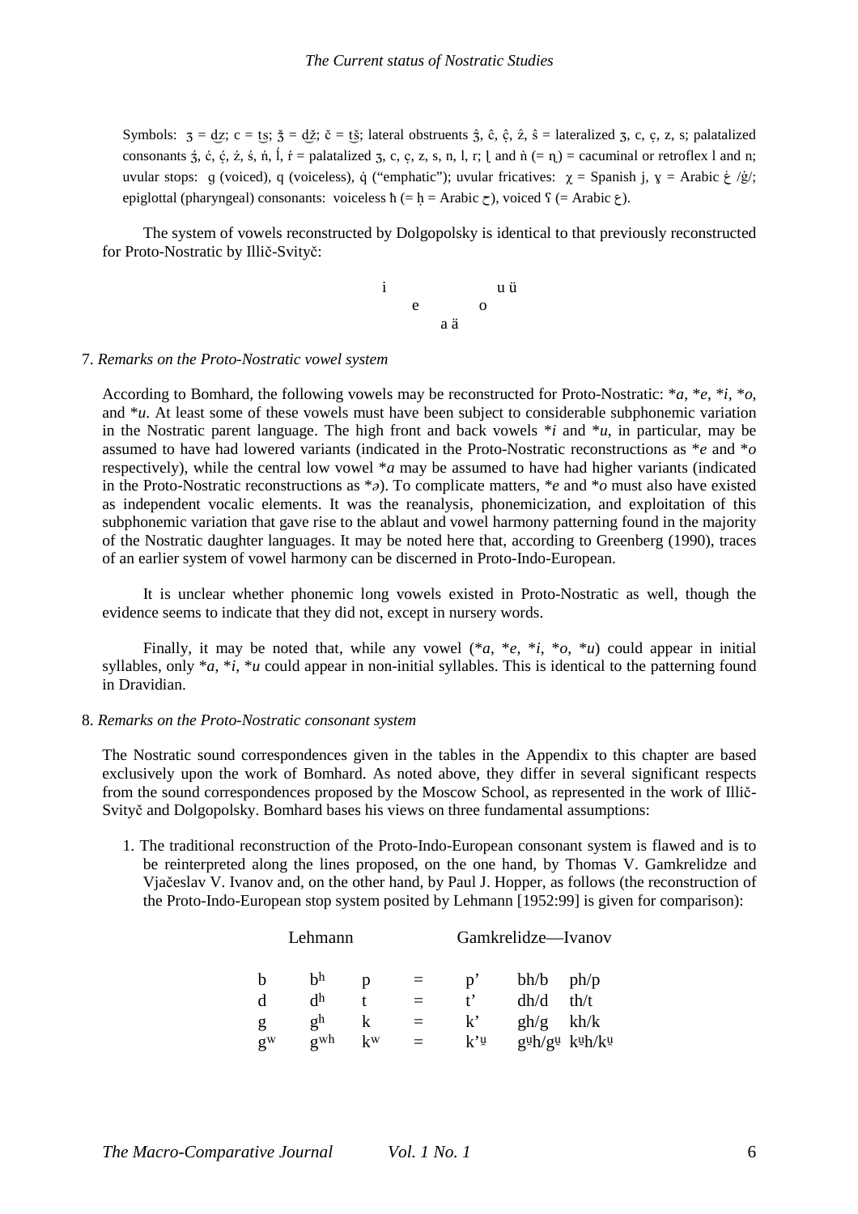Symbols: ʒ = d͡z; c = t͡s; ǯ = d͡ž; č = t͡š; lateral obstruents ʒ̂, ĉ, ĉ̣, ẑ, ŝ = lateralized ʒ, c, c̣, z, s; palatalized consonants ʒ́, ć, ć̣, ź, ś, ń, ĺ, ŕ = palatalized ʒ, c, c̣, z, s, n, l, r; ḷ and ṅ (= ɳ) = cacuminal or retroflex l and n; uvular stops: ɢ (voiced), q (voiceless), q̇ ("emphatic"); uvular fricatives: χ = Spanish j, ɣ = Arabic غ /ġ/; epiglottal (pharyngeal) consonants: voiceless ħ (= ḥ = Arabic ح), voiced ʕ (= Arabic ع).

The system of vowels reconstructed by Dolgopolsky is identical to that previously reconstructed for Proto-Nostratic by Illič-Svityč:

```
i             u ü
    e      o
       a ä
```

## 7. *Remarks on the Proto-Nostratic vowel system*

According to Bomhard, the following vowels may be reconstructed for Proto-Nostratic: \**a*, \**e*, \**i*, \**o*, and \**u*. At least some of these vowels must have been subject to considerable subphonemic variation in the Nostratic parent language. The high front and back vowels \**i* and \**u*, in particular, may be assumed to have had lowered variants (indicated in the Proto-Nostratic reconstructions as \**e* and \**o* respectively), while the central low vowel \**a* may be assumed to have had higher variants (indicated in the Proto-Nostratic reconstructions as \**ə*). To complicate matters, \**e* and \**o* must also have existed as independent vocalic elements. It was the reanalysis, phonemicization, and exploitation of this subphonemic variation that gave rise to the ablaut and vowel harmony patterning found in the majority of the Nostratic daughter languages. It may be noted here that, according to Greenberg (1990), traces of an earlier system of vowel harmony can be discerned in Proto-Indo-European.

It is unclear whether phonemic long vowels existed in Proto-Nostratic as well, though the evidence seems to indicate that they did not, except in nursery words.

Finally, it may be noted that, while any vowel (\**a*, \**e*, \**i*, \**o*, \**u*) could appear in initial syllables, only \**a*, \**i*, \**u* could appear in non-initial syllables. This is identical to the patterning found in Dravidian.

## 8. *Remarks on the Proto-Nostratic consonant system*

The Nostratic sound correspondences given in the tables in the Appendix to this chapter are based exclusively upon the work of Bomhard. As noted above, they differ in several significant respects from the sound correspondences proposed by the Moscow School, as represented in the work of Illič-Svityč and Dolgopolsky. Bomhard bases his views on three fundamental assumptions:

1. The traditional reconstruction of the Proto-Indo-European consonant system is flawed and is to be reinterpreted along the lines proposed, on the one hand, by Thomas V. Gamkrelidze and Vjačeslav V. Ivanov and, on the other hand, by Paul J. Hopper, as follows (the reconstruction of the Proto-Indo-European stop system posited by Lehmann [1952:99] is given for comparison):

| Lehmann | | | | Gamkrelidze—Ivanov | | |
|---|---|---|---|---|---|---|
| b | bʰ | p | = | p’ | bh/b | ph/p |
| d | dʰ | t | = | t’ | dh/d | th/t |
| g | gʰ | k | = | k’ | gh/g | kh/k |
| gʷ | gʷʰ | kʷ | = | k’ᵘ̯ | gᵘ̯h/gᵘ̯ | kᵘ̯h/kᵘ̯ |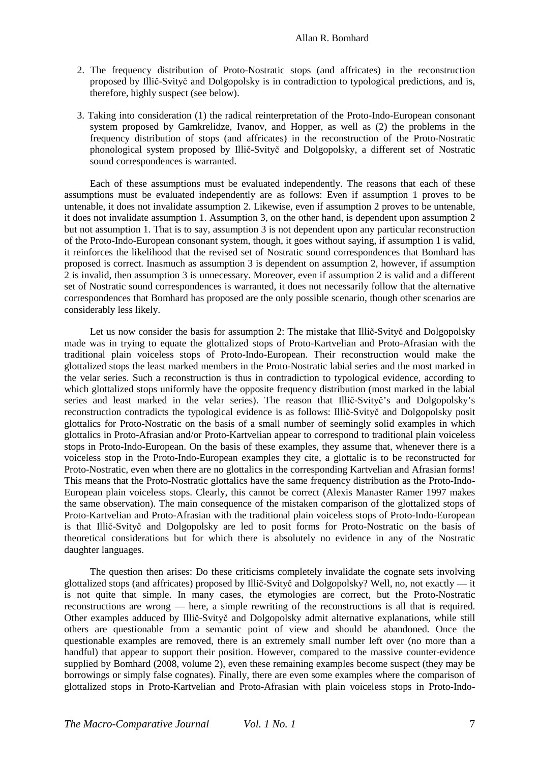2. The frequency distribution of Proto-Nostratic stops (and affricates) in the reconstruction proposed by Illič-Svityč and Dolgopolsky is in contradiction to typological predictions, and is, therefore, highly suspect (see below).

3. Taking into consideration (1) the radical reinterpretation of the Proto-Indo-European consonant system proposed by Gamkrelidze, Ivanov, and Hopper, as well as (2) the problems in the frequency distribution of stops (and affricates) in the reconstruction of the Proto-Nostratic phonological system proposed by Illič-Svityč and Dolgopolsky, a different set of Nostratic sound correspondences is warranted.

Each of these assumptions must be evaluated independently. The reasons that each of these assumptions must be evaluated independently are as follows: Even if assumption 1 proves to be untenable, it does not invalidate assumption 2. Likewise, even if assumption 2 proves to be untenable, it does not invalidate assumption 1. Assumption 3, on the other hand, is dependent upon assumption 2 but not assumption 1. That is to say, assumption 3 is not dependent upon any particular reconstruction of the Proto-Indo-European consonant system, though, it goes without saying, if assumption 1 is valid, it reinforces the likelihood that the revised set of Nostratic sound correspondences that Bomhard has proposed is correct. Inasmuch as assumption 3 is dependent on assumption 2, however, if assumption 2 is invalid, then assumption 3 is unnecessary. Moreover, even if assumption 2 is valid and a different set of Nostratic sound correspondences is warranted, it does not necessarily follow that the alternative correspondences that Bomhard has proposed are the only possible scenario, though other scenarios are considerably less likely.

Let us now consider the basis for assumption 2: The mistake that Illič-Svityč and Dolgopolsky made was in trying to equate the glottalized stops of Proto-Kartvelian and Proto-Afrasian with the traditional plain voiceless stops of Proto-Indo-European. Their reconstruction would make the glottalized stops the least marked members in the Proto-Nostratic labial series and the most marked in the velar series. Such a reconstruction is thus in contradiction to typological evidence, according to which glottalized stops uniformly have the opposite frequency distribution (most marked in the labial series and least marked in the velar series). The reason that Illič-Svityč's and Dolgopolsky's reconstruction contradicts the typological evidence is as follows: Illič-Svityč and Dolgopolsky posit glottalics for Proto-Nostratic on the basis of a small number of seemingly solid examples in which glottalics in Proto-Afrasian and/or Proto-Kartvelian appear to correspond to traditional plain voiceless stops in Proto-Indo-European. On the basis of these examples, they assume that, whenever there is a voiceless stop in the Proto-Indo-European examples they cite, a glottalic is to be reconstructed for Proto-Nostratic, even when there are no glottalics in the corresponding Kartvelian and Afrasian forms! This means that the Proto-Nostratic glottalics have the same frequency distribution as the Proto-Indo-European plain voiceless stops. Clearly, this cannot be correct (Alexis Manaster Ramer 1997 makes the same observation). The main consequence of the mistaken comparison of the glottalized stops of Proto-Kartvelian and Proto-Afrasian with the traditional plain voiceless stops of Proto-Indo-European is that Illič-Svityč and Dolgopolsky are led to posit forms for Proto-Nostratic on the basis of theoretical considerations but for which there is absolutely no evidence in any of the Nostratic daughter languages.

The question then arises: Do these criticisms completely invalidate the cognate sets involving glottalized stops (and affricates) proposed by Illič-Svityč and Dolgopolsky? Well, no, not exactly — it is not quite that simple. In many cases, the etymologies are correct, but the Proto-Nostratic reconstructions are wrong — here, a simple rewriting of the reconstructions is all that is required. Other examples adduced by Illič-Svityč and Dolgopolsky admit alternative explanations, while still others are questionable from a semantic point of view and should be abandoned. Once the questionable examples are removed, there is an extremely small number left over (no more than a handful) that appear to support their position. However, compared to the massive counter-evidence supplied by Bomhard (2008, volume 2), even these remaining examples become suspect (they may be borrowings or simply false cognates). Finally, there are even some examples where the comparison of glottalized stops in Proto-Kartvelian and Proto-Afrasian with plain voiceless stops in Proto-Indo-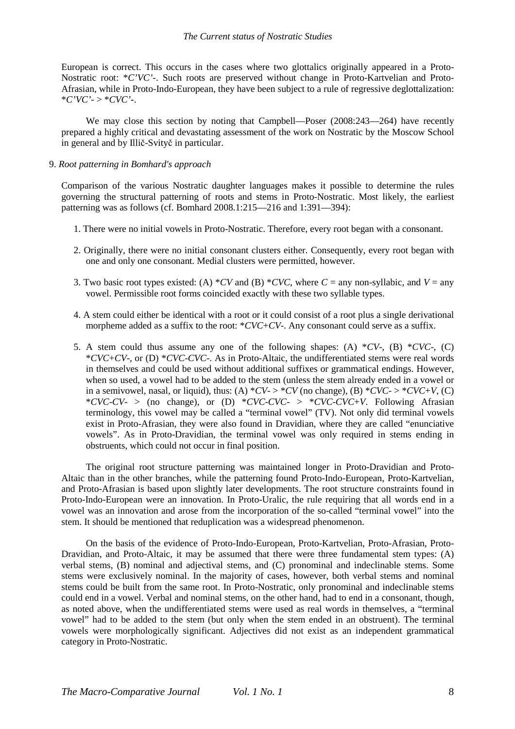European is correct. This occurs in the cases where two glottalics originally appeared in a Proto-Nostratic root: **C'VC'-*. Such roots are preserved without change in Proto-Kartvelian and Proto-Afrasian, while in Proto-Indo-European, they have been subject to a rule of regressive deglottalization: **C'VC'-* > **CVC'-*.

We may close this section by noting that Campbell—Poser (2008:243—264) have recently prepared a highly critical and devastating assessment of the work on Nostratic by the Moscow School in general and by Illič-Svityč in particular.

9. *Root patterning in Bomhard's approach*

Comparison of the various Nostratic daughter languages makes it possible to determine the rules governing the structural patterning of roots and stems in Proto-Nostratic. Most likely, the earliest patterning was as follows (cf. Bomhard 2008.1:215—216 and 1:391—394):

1. There were no initial vowels in Proto-Nostratic. Therefore, every root began with a consonant.
2. Originally, there were no initial consonant clusters either. Consequently, every root began with one and only one consonant. Medial clusters were permitted, however.
3. Two basic root types existed: (A) **CV* and (B) **CVC*, where *C* = any non-syllabic, and *V* = any vowel. Permissible root forms coincided exactly with these two syllable types.
4. A stem could either be identical with a root or it could consist of a root plus a single derivational morpheme added as a suffix to the root: **CVC+CV-*. Any consonant could serve as a suffix.
5. A stem could thus assume any one of the following shapes: (A) **CV-*, (B) **CVC-*, (C) **CVC+CV-*, or (D) **CVC-CVC-*. As in Proto-Altaic, the undifferentiated stems were real words in themselves and could be used without additional suffixes or grammatical endings. However, when so used, a vowel had to be added to the stem (unless the stem already ended in a vowel or in a semivowel, nasal, or liquid), thus: (A) **CV-* > **CV* (no change), (B) **CVC-* > **CVC+V*, (C) **CVC-CV-* > (no change), or (D) **CVC-CVC-* > **CVC-CVC+V*. Following Afrasian terminology, this vowel may be called a "terminal vowel" (TV). Not only did terminal vowels exist in Proto-Afrasian, they were also found in Dravidian, where they are called "enunciative vowels". As in Proto-Dravidian, the terminal vowel was only required in stems ending in obstruents, which could not occur in final position.

The original root structure patterning was maintained longer in Proto-Dravidian and Proto-Altaic than in the other branches, while the patterning found Proto-Indo-European, Proto-Kartvelian, and Proto-Afrasian is based upon slightly later developments. The root structure constraints found in Proto-Indo-European were an innovation. In Proto-Uralic, the rule requiring that all words end in a vowel was an innovation and arose from the incorporation of the so-called "terminal vowel" into the stem. It should be mentioned that reduplication was a widespread phenomenon.

On the basis of the evidence of Proto-Indo-European, Proto-Kartvelian, Proto-Afrasian, Proto-Dravidian, and Proto-Altaic, it may be assumed that there were three fundamental stem types: (A) verbal stems, (B) nominal and adjectival stems, and (C) pronominal and indeclinable stems. Some stems were exclusively nominal. In the majority of cases, however, both verbal stems and nominal stems could be built from the same root. In Proto-Nostratic, only pronominal and indeclinable stems could end in a vowel. Verbal and nominal stems, on the other hand, had to end in a consonant, though, as noted above, when the undifferentiated stems were used as real words in themselves, a "terminal vowel" had to be added to the stem (but only when the stem ended in an obstruent). The terminal vowels were morphologically significant. Adjectives did not exist as an independent grammatical category in Proto-Nostratic.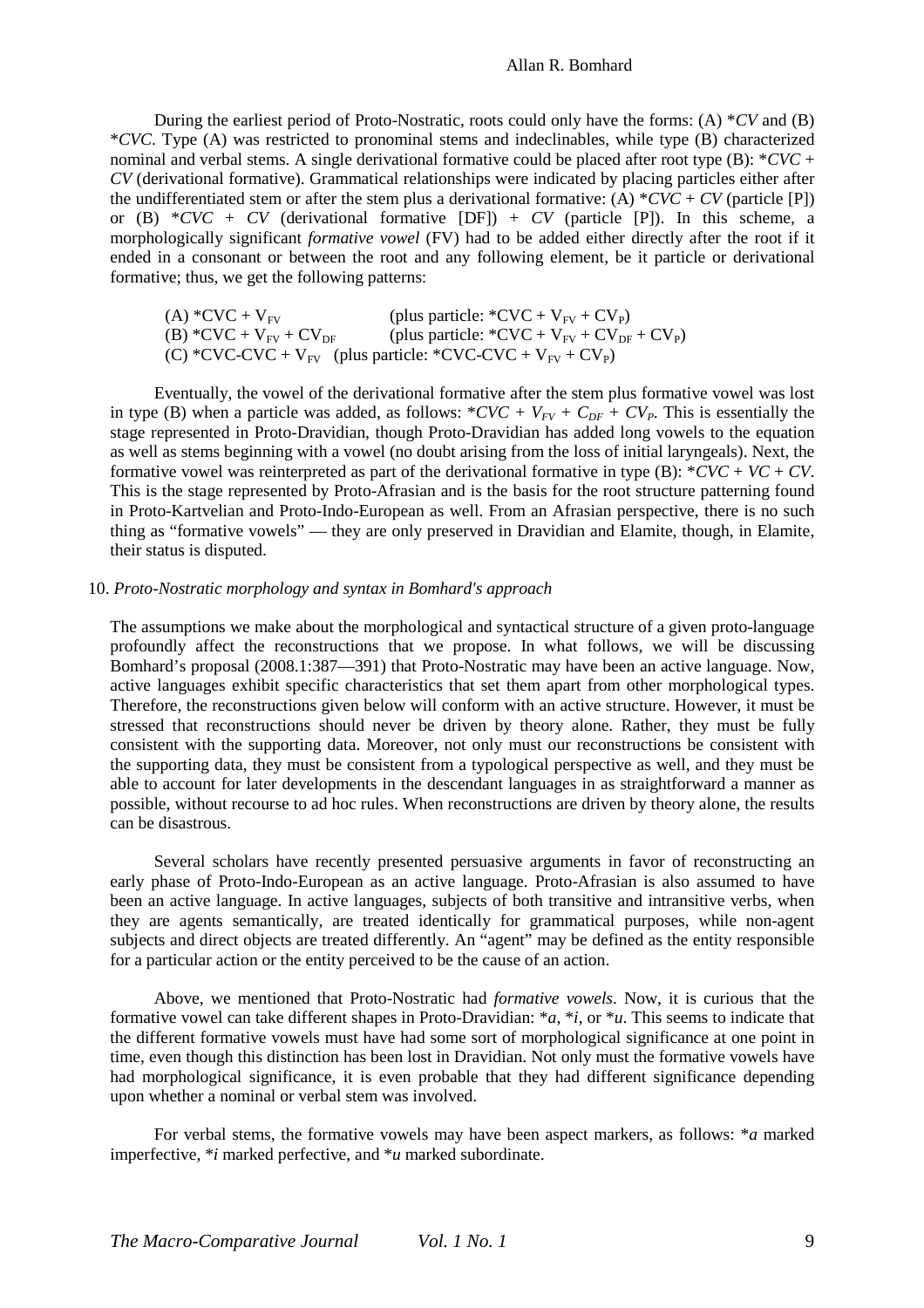During the earliest period of Proto-Nostratic, roots could only have the forms: (A) **CV* and (B) **CVC*. Type (A) was restricted to pronominal stems and indeclinables, while type (B) characterized nominal and verbal stems. A single derivational formative could be placed after root type (B): **CVC* + *CV* (derivational formative). Grammatical relationships were indicated by placing particles either after the undifferentiated stem or after the stem plus a derivational formative: (A) **CVC* + *CV* (particle [P]) or (B) **CVC* + *CV* (derivational formative [DF]) + *CV* (particle [P]). In this scheme, a morphologically significant *formative vowel* (FV) had to be added either directly after the root if it ended in a consonant or between the root and any following element, be it particle or derivational formative; thus, we get the following patterns:

(A) *CVC + $V_{FV}$ (plus particle: *CVC + $V_{FV}$ + $CV_P$)
(B) *CVC + $V_{FV}$ + $CV_{DF}$ (plus particle: *CVC + $V_{FV}$ + $CV_{DF}$ + $CV_P$)
(C) *CVC-CVC + $V_{FV}$ (plus particle: *CVC-CVC + $V_{FV}$ + $CV_P$)

Eventually, the vowel of the derivational formative after the stem plus formative vowel was lost in type (B) when a particle was added, as follows: **CVC* + $V_{FV}$ + $C_{DF}$ + $CV_P$. This is essentially the stage represented in Proto-Dravidian, though Proto-Dravidian has added long vowels to the equation as well as stems beginning with a vowel (no doubt arising from the loss of initial laryngeals). Next, the formative vowel was reinterpreted as part of the derivational formative in type (B): **CVC* + *VC* + *CV*. This is the stage represented by Proto-Afrasian and is the basis for the root structure patterning found in Proto-Kartvelian and Proto-Indo-European as well. From an Afrasian perspective, there is no such thing as "formative vowels" — they are only preserved in Dravidian and Elamite, though, in Elamite, their status is disputed.

## 10. *Proto-Nostratic morphology and syntax in Bomhard's approach*

The assumptions we make about the morphological and syntactical structure of a given proto-language profoundly affect the reconstructions that we propose. In what follows, we will be discussing Bomhard's proposal (2008.1:387—391) that Proto-Nostratic may have been an active language. Now, active languages exhibit specific characteristics that set them apart from other morphological types. Therefore, the reconstructions given below will conform with an active structure. However, it must be stressed that reconstructions should never be driven by theory alone. Rather, they must be fully consistent with the supporting data. Moreover, not only must our reconstructions be consistent with the supporting data, they must be consistent from a typological perspective as well, and they must be able to account for later developments in the descendant languages in as straightforward a manner as possible, without recourse to ad hoc rules. When reconstructions are driven by theory alone, the results can be disastrous.

Several scholars have recently presented persuasive arguments in favor of reconstructing an early phase of Proto-Indo-European as an active language. Proto-Afrasian is also assumed to have been an active language. In active languages, subjects of both transitive and intransitive verbs, when they are agents semantically, are treated identically for grammatical purposes, while non-agent subjects and direct objects are treated differently. An "agent" may be defined as the entity responsible for a particular action or the entity perceived to be the cause of an action.

Above, we mentioned that Proto-Nostratic had *formative vowels*. Now, it is curious that the formative vowel can take different shapes in Proto-Dravidian: **a*, **i*, or **u*. This seems to indicate that the different formative vowels must have had some sort of morphological significance at one point in time, even though this distinction has been lost in Dravidian. Not only must the formative vowels have had morphological significance, it is even probable that they had different significance depending upon whether a nominal or verbal stem was involved.

For verbal stems, the formative vowels may have been aspect markers, as follows: **a* marked imperfective, **i* marked perfective, and **u* marked subordinate.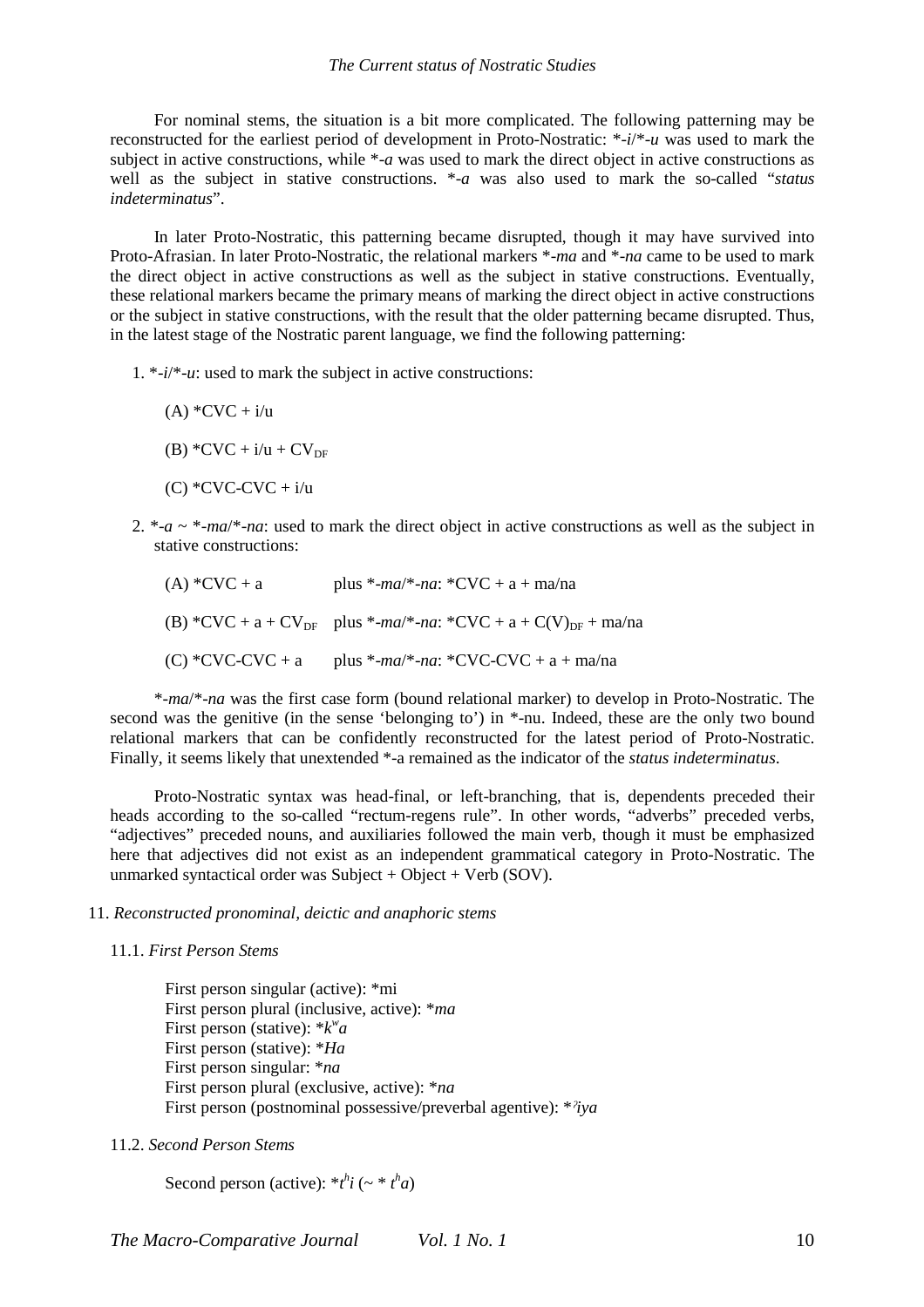For nominal stems, the situation is a bit more complicated. The following patterning may be reconstructed for the earliest period of development in Proto-Nostratic: *-*i*/*-*u* was used to mark the subject in active constructions, while *-*a* was used to mark the direct object in active constructions as well as the subject in stative constructions. *-*a* was also used to mark the so-called "*status indeterminatus*".

In later Proto-Nostratic, this patterning became disrupted, though it may have survived into Proto-Afrasian. In later Proto-Nostratic, the relational markers *-*ma* and *-*na* came to be used to mark the direct object in active constructions as well as the subject in stative constructions. Eventually, these relational markers became the primary means of marking the direct object in active constructions or the subject in stative constructions, with the result that the older patterning became disrupted. Thus, in the latest stage of the Nostratic parent language, we find the following patterning:

1. *-*i*/*-*u*: used to mark the subject in active constructions:

   (A) *CVC + i/u

   (B) *CVC + i/u + $CV_{DF}$

   (C) *CVC-CVC + i/u

2. *-*a* ~ *-*ma*/*-*na*: used to mark the direct object in active constructions as well as the subject in stative constructions:

   (A) *CVC + a plus *-*ma*/*-*na*: *CVC + a + ma/na

   (B) *CVC + a + $CV_{DF}$ plus *-*ma*/*-*na*: *CVC + a + $C(V)_{DF}$ + ma/na

   (C) *CVC-CVC + a plus *-*ma*/*-*na*: *CVC-CVC + a + ma/na

*-*ma*/*-*na* was the first case form (bound relational marker) to develop in Proto-Nostratic. The second was the genitive (in the sense 'belonging to') in *-nu. Indeed, these are the only two bound relational markers that can be confidently reconstructed for the latest period of Proto-Nostratic. Finally, it seems likely that unextended *-a remained as the indicator of the *status indeterminatus*.

Proto-Nostratic syntax was head-final, or left-branching, that is, dependents preceded their heads according to the so-called "rectum-regens rule". In other words, "adverbs" preceded verbs, "adjectives" preceded nouns, and auxiliaries followed the main verb, though it must be emphasized here that adjectives did not exist as an independent grammatical category in Proto-Nostratic. The unmarked syntactical order was Subject + Object + Verb (SOV).

## 11. *Reconstructed pronominal, deictic and anaphoric stems*

### 11.1. *First Person Stems*

First person singular (active): *mi
First person plural (inclusive, active): **ma*
First person (stative): *$k^wa$*
First person (stative): **Ha*
First person singular: **na*
First person plural (exclusive, active): **na*
First person (postnominal possessive/preverbal agentive): *ˀ*iya*

### 11.2. *Second Person Stems*

Second person (active): *$t^hi$ (~ * $t^ha$)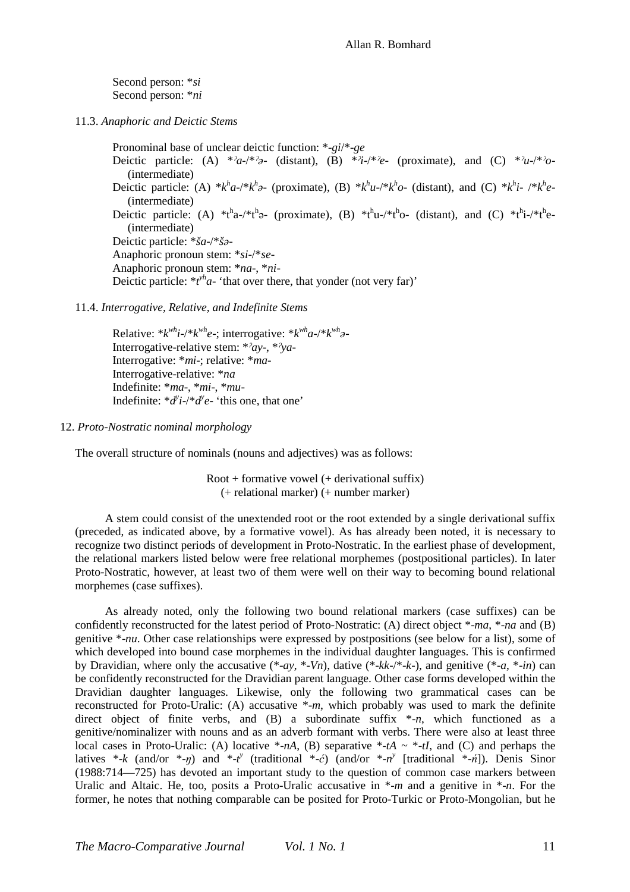Second person: **si*
Second person: **ni*

11.3. *Anaphoric and Deictic Stems*

Pronominal base of unclear deictic function: *-*gi*/*-*ge*
Deictic particle: (A) *ˀ*a*-/*ˀ*ə*- (distant), (B) *ˀ*i*-/*ˀ*e*- (proximate), and (C) *ˀ*u*-/*ˀ*o*- (intermediate)
Deictic particle: (A) **kʰa*-/**kʰə*- (proximate), (B) **kʰu*-/**kʰo*- (distant), and (C) **kʰi*- /**kʰe*- (intermediate)
Deictic particle: (A) *tʰa-/*tʰə- (proximate), (B) *tʰu-/*tʰo- (distant), and (C) *tʰi-/*tʰe- (intermediate)
Deictic particle: **ša*-/**šə*-
Anaphoric pronoun stem: **si*-/**se*-
Anaphoric pronoun stem: **na*-, **ni*-
Deictic particle: **tʸʰa*- 'that over there, that yonder (not very far)'

11.4. *Interrogative, Relative, and Indefinite Stems*

Relative: **kʷʰi*-/**kʷʰe*-; interrogative: **kʷʰa*-/**kʷʰə*-
Interrogative-relative stem: *ˀ*ay*-, *ˀ*ya*-
Interrogative: **mi*-; relative: **ma*-
Interrogative-relative: **na*
Indefinite: **ma*-, **mi*-, **mu*-
Indefinite: **dʸi*-/**dʸe*- 'this one, that one'

12. *Proto-Nostratic nominal morphology*

The overall structure of nominals (nouns and adjectives) was as follows:

Root + formative vowel (+ derivational suffix)
(+ relational marker) (+ number marker)

A stem could consist of the unextended root or the root extended by a single derivational suffix (preceded, as indicated above, by a formative vowel). As has already been noted, it is necessary to recognize two distinct periods of development in Proto-Nostratic. In the earliest phase of development, the relational markers listed below were free relational morphemes (postpositional particles). In later Proto-Nostratic, however, at least two of them were well on their way to becoming bound relational morphemes (case suffixes).

As already noted, only the following two bound relational markers (case suffixes) can be confidently reconstructed for the latest period of Proto-Nostratic: (A) direct object *-*ma*, *-*na* and (B) genitive *-*nu*. Other case relationships were expressed by postpositions (see below for a list), some of which developed into bound case morphemes in the individual daughter languages. This is confirmed by Dravidian, where only the accusative (*-*ay*, *-*Vn*), dative (*-*kk*-/*-*k*-), and genitive (*-*a*, *-*in*) can be confidently reconstructed for the Dravidian parent language. Other case forms developed within the Dravidian daughter languages. Likewise, only the following two grammatical cases can be reconstructed for Proto-Uralic: (A) accusative *-*m*, which probably was used to mark the definite direct object of finite verbs, and (B) a subordinate suffix *-*n*, which functioned as a genitive/nominalizer with nouns and as an adverb formant with verbs. There were also at least three local cases in Proto-Uralic: (A) locative *-*nA*, (B) separative *-*tA* ~ *-*tI*, and (C) and perhaps the latives *-*k* (and/or *-*ŋ*) and *-*tʸ* (traditional *-*ć*) (and/or *-*nʸ* [traditional *-*ń*]). Denis Sinor (1988:714—725) has devoted an important study to the question of common case markers between Uralic and Altaic. He, too, posits a Proto-Uralic accusative in *-*m* and a genitive in *-*n*. For the former, he notes that nothing comparable can be posited for Proto-Turkic or Proto-Mongolian, but he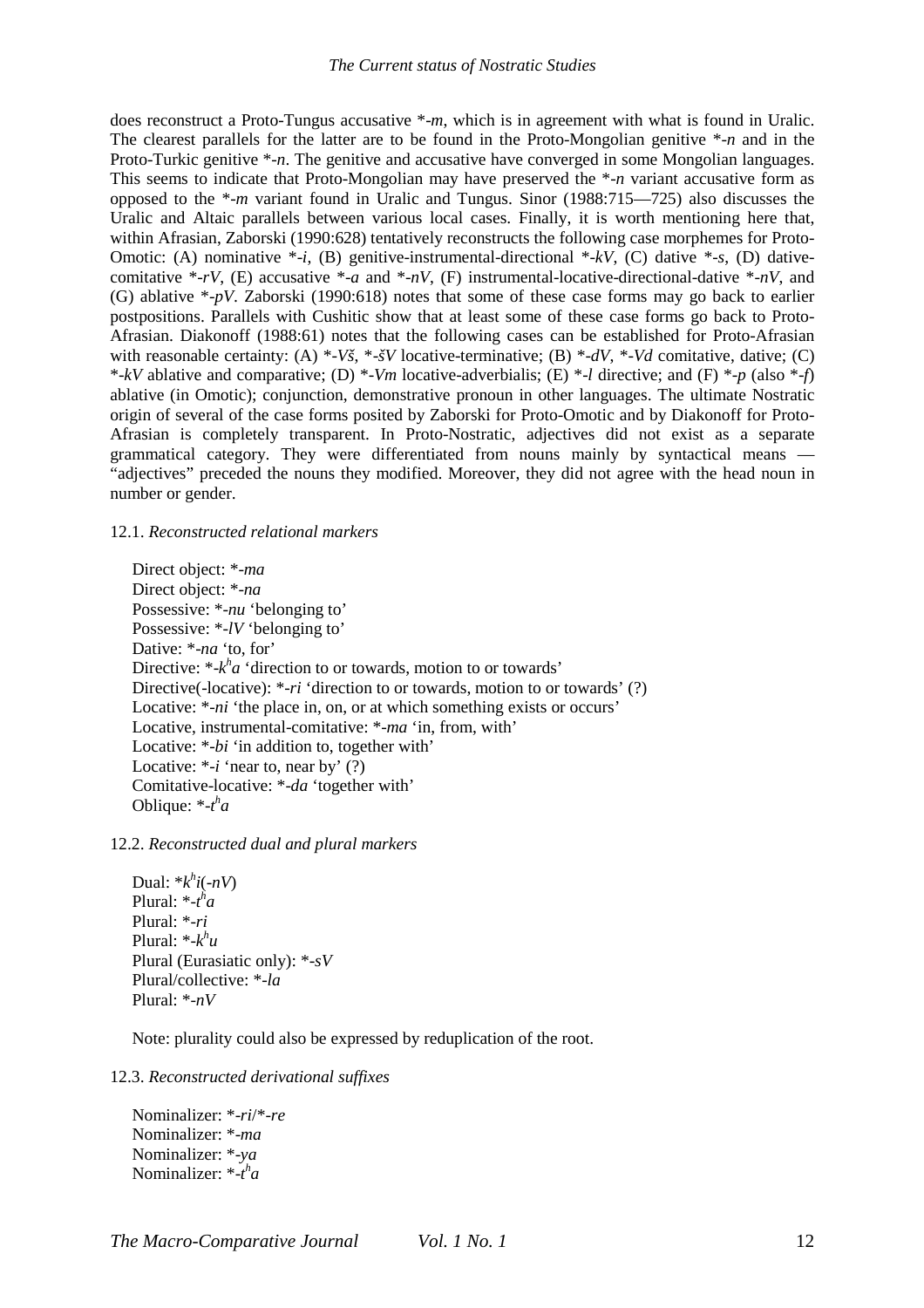does reconstruct a Proto-Tungus accusative *-*m*, which is in agreement with what is found in Uralic. The clearest parallels for the latter are to be found in the Proto-Mongolian genitive *-*n* and in the Proto-Turkic genitive *-*n*. The genitive and accusative have converged in some Mongolian languages. This seems to indicate that Proto-Mongolian may have preserved the *-*n* variant accusative form as opposed to the *-*m* variant found in Uralic and Tungus. Sinor (1988:715—725) also discusses the Uralic and Altaic parallels between various local cases. Finally, it is worth mentioning here that, within Afrasian, Zaborski (1990:628) tentatively reconstructs the following case morphemes for Proto-Omotic: (A) nominative *-*i*, (B) genitive-instrumental-directional *-*kV*, (C) dative *-*s*, (D) dative-comitative *-*rV*, (E) accusative *-*a* and *-*nV*, (F) instrumental-locative-directional-dative *-*nV*, and (G) ablative *-*pV*. Zaborski (1990:618) notes that some of these case forms may go back to earlier postpositions. Parallels with Cushitic show that at least some of these case forms go back to Proto-Afrasian. Diakonoff (1988:61) notes that the following cases can be established for Proto-Afrasian with reasonable certainty: (A) *-*Vš*, *-*šV* locative-terminative; (B) *-*dV*, *-*Vd* comitative, dative; (C) *-*kV* ablative and comparative; (D) *-*Vm* locative-adverbialis; (E) *-*l* directive; and (F) *-*p* (also *-*f*) ablative (in Omotic); conjunction, demonstrative pronoun in other languages. The ultimate Nostratic origin of several of the case forms posited by Zaborski for Proto-Omotic and by Diakonoff for Proto-Afrasian is completely transparent. In Proto-Nostratic, adjectives did not exist as a separate grammatical category. They were differentiated from nouns mainly by syntactical means — "adjectives" preceded the nouns they modified. Moreover, they did not agree with the head noun in number or gender.

12.1. *Reconstructed relational markers*

Direct object: *-*ma*  
Direct object: *-*na*  
Possessive: *-*nu* 'belonging to'  
Possessive: *-*lV* 'belonging to'  
Dative: *-*na* 'to, for'  
Directive: *-$k^h$*a* 'direction to or towards, motion to or towards'  
Directive(-locative): *-*ri* 'direction to or towards, motion to or towards' (?)  
Locative: *-*ni* 'the place in, on, or at which something exists or occurs'  
Locative, instrumental-comitative: *-*ma* 'in, from, with'  
Locative: *-*bi* 'in addition to, together with'  
Locative: *-*i* 'near to, near by' (?)  
Comitative-locative: *-*da* 'together with'  
Oblique: *-$t^h$*a*

12.2. *Reconstructed dual and plural markers*

Dual: *$k^h$*i*(-*nV*)  
Plural: *-$t^h$*a*  
Plural: *-*ri*  
Plural: *-$k^h$*u*  
Plural (Eurasiatic only): *-*sV*  
Plural/collective: *-*la*  
Plural: *-*nV*

Note: plurality could also be expressed by reduplication of the root.

12.3. *Reconstructed derivational suffixes*

Nominalizer: *-*ri*/*-*re*  
Nominalizer: *-*ma*  
Nominalizer: *-*ya*  
Nominalizer: *-$t^h$*a*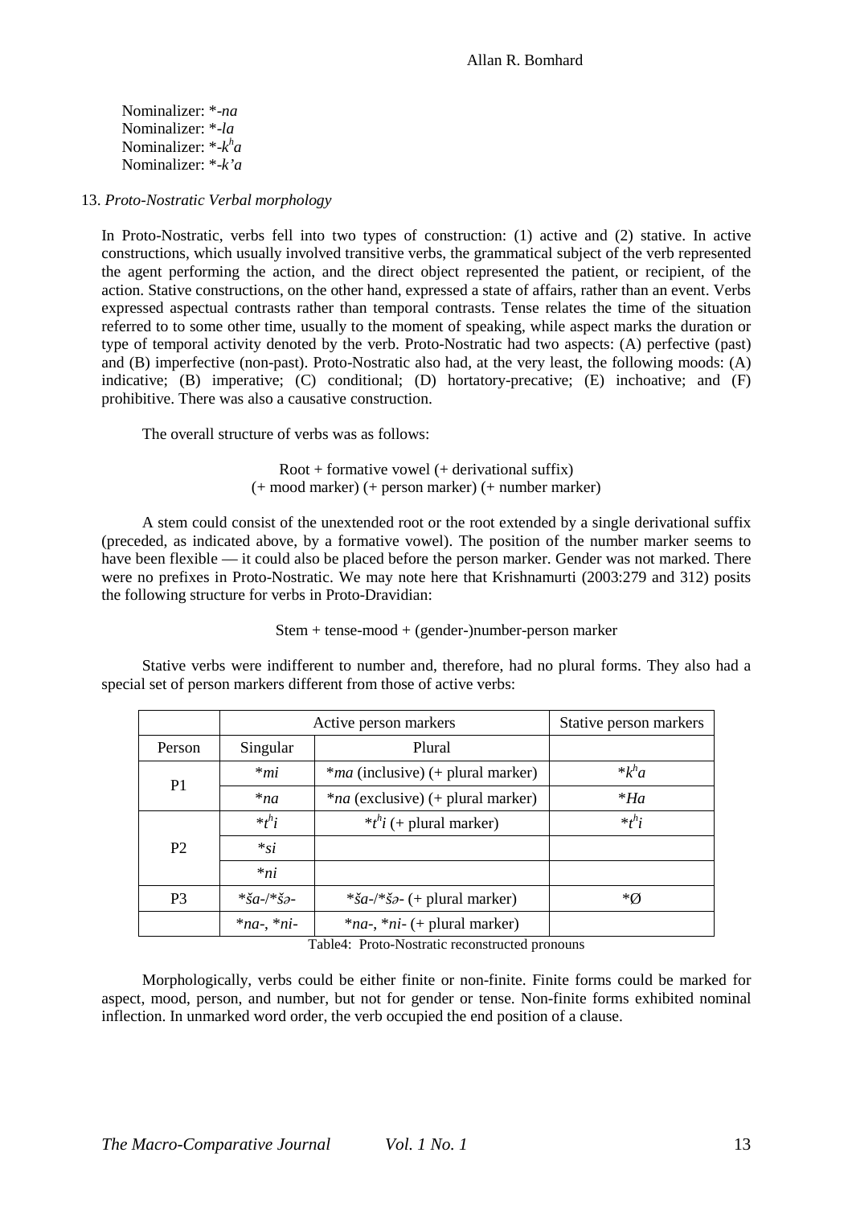Nominalizer: *-*na*
Nominalizer: *-*la*
Nominalizer: *-*$k^h a$*
Nominalizer: *-*k'a*

13. *Proto-Nostratic Verbal morphology*

In Proto-Nostratic, verbs fell into two types of construction: (1) active and (2) stative. In active constructions, which usually involved transitive verbs, the grammatical subject of the verb represented the agent performing the action, and the direct object represented the patient, or recipient, of the action. Stative constructions, on the other hand, expressed a state of affairs, rather than an event. Verbs expressed aspectual contrasts rather than temporal contrasts. Tense relates the time of the situation referred to to some other time, usually to the moment of speaking, while aspect marks the duration or type of temporal activity denoted by the verb. Proto-Nostratic had two aspects: (A) perfective (past) and (B) imperfective (non-past). Proto-Nostratic also had, at the very least, the following moods: (A) indicative; (B) imperative; (C) conditional; (D) hortatory-precative; (E) inchoative; and (F) prohibitive. There was also a causative construction.

The overall structure of verbs was as follows:

Root + formative vowel (+ derivational suffix)
(+ mood marker) (+ person marker) (+ number marker)

A stem could consist of the unextended root or the root extended by a single derivational suffix (preceded, as indicated above, by a formative vowel). The position of the number marker seems to have been flexible — it could also be placed before the person marker. Gender was not marked. There were no prefixes in Proto-Nostratic. We may note here that Krishnamurti (2003:279 and 312) posits the following structure for verbs in Proto-Dravidian:

Stem + tense-mood + (gender-)number-person marker

Stative verbs were indifferent to number and, therefore, had no plural forms. They also had a special set of person markers different from those of active verbs:

| | Active person markers | | Stative person markers |
|---|---|---|---|
| Person | Singular | Plural | |
| P1 | **mi* | **ma* (inclusive) (+ plural marker) | *$k^h a$* |
| | **na* | **na* (exclusive) (+ plural marker) | **Ha* |
| P2 | *$t^h i$* | *$t^h i$* (+ plural marker) | *$t^h i$* |
| | **si* | | |
| | **ni* | | |
| P3 | **ša-*/**šə-* | **ša-*/**šə-* (+ plural marker) | *Ø |
| | **na-*, **ni-* | **na-*, **ni-* (+ plural marker) | |

Table4: Proto-Nostratic reconstructed pronouns

Morphologically, verbs could be either finite or non-finite. Finite forms could be marked for aspect, mood, person, and number, but not for gender or tense. Non-finite forms exhibited nominal inflection. In unmarked word order, the verb occupied the end position of a clause.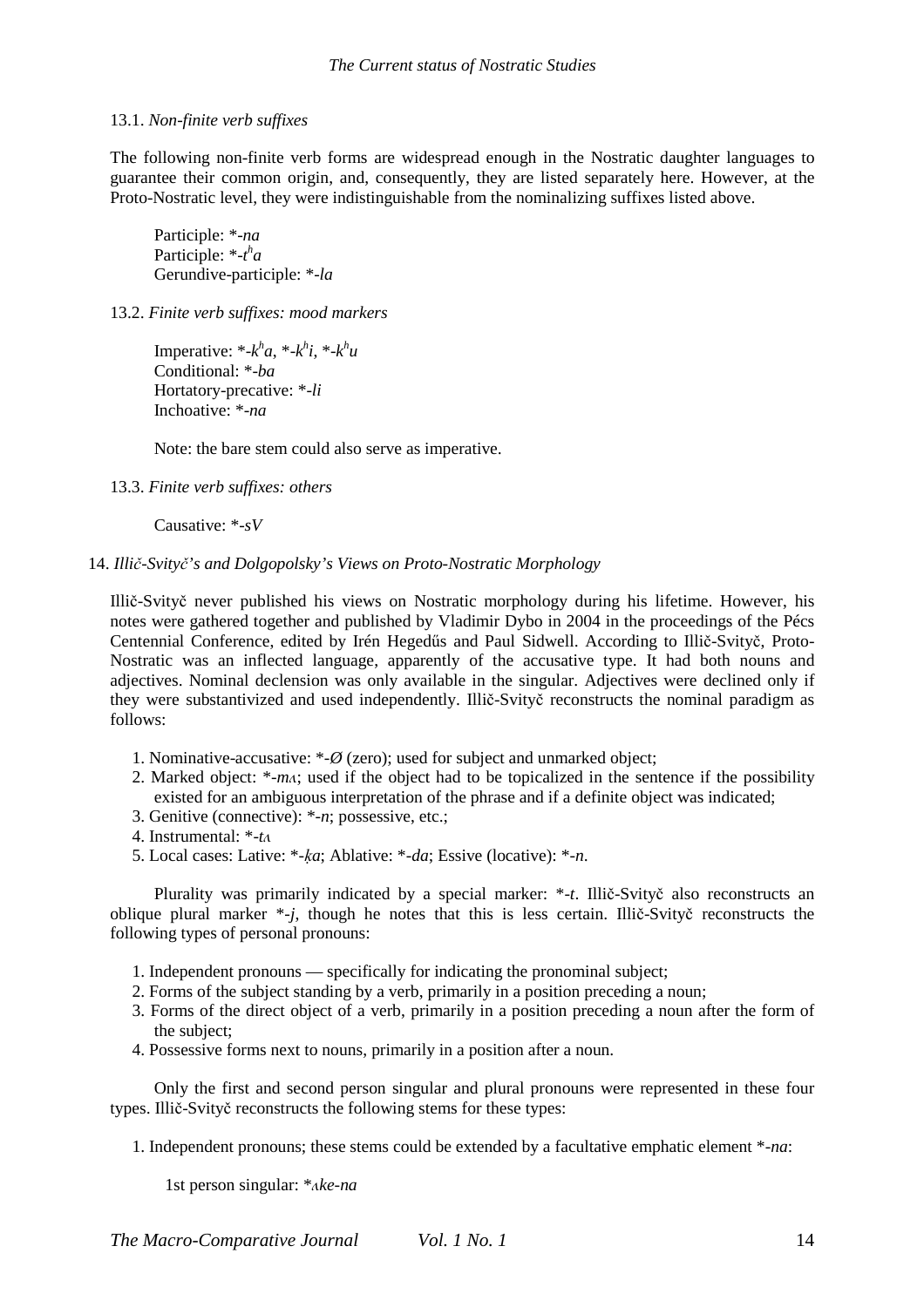13.1. *Non-finite verb suffixes*

The following non-finite verb forms are widespread enough in the Nostratic daughter languages to guarantee their common origin, and, consequently, they are listed separately here. However, at the Proto-Nostratic level, they were indistinguishable from the nominalizing suffixes listed above.

Participle: *\*-na*
Participle: *\*-tʰa*
Gerundive-participle: *\*-la*

13.2. *Finite verb suffixes: mood markers*

Imperative: *\*-kʰa*, *\*-kʰi*, *\*-kʰu*
Conditional: *\*-ba*
Hortatory-precative: *\*-li*
Inchoative: *\*-na*

Note: the bare stem could also serve as imperative.

13.3. *Finite verb suffixes: others*

Causative: *\*-sV*

14. *Illič-Svityč's and Dolgopolsky's Views on Proto-Nostratic Morphology*

Illič-Svityč never published his views on Nostratic morphology during his lifetime. However, his notes were gathered together and published by Vladimir Dybo in 2004 in the proceedings of the Pécs Centennial Conference, edited by Irén Hegedűs and Paul Sidwell. According to Illič-Svityč, Proto-Nostratic was an inflected language, apparently of the accusative type. It had both nouns and adjectives. Nominal declension was only available in the singular. Adjectives were declined only if they were substantivized and used independently. Illič-Svityč reconstructs the nominal paradigm as follows:

1. Nominative-accusative: *\*-Ø* (zero); used for subject and unmarked object;
2. Marked object: *\*-mʌ*; used if the object had to be topicalized in the sentence if the possibility existed for an ambiguous interpretation of the phrase and if a definite object was indicated;
3. Genitive (connective): *\*-n*; possessive, etc.;
4. Instrumental: *\*-tʌ*
5. Local cases: Lative: *\*-ḳa*; Ablative: *\*-da*; Essive (locative): *\*-n*.

Plurality was primarily indicated by a special marker: *\*-t*. Illič-Svityč also reconstructs an oblique plural marker *\*-j*, though he notes that this is less certain. Illič-Svityč reconstructs the following types of personal pronouns:

1. Independent pronouns — specifically for indicating the pronominal subject;
2. Forms of the subject standing by a verb, primarily in a position preceding a noun;
3. Forms of the direct object of a verb, primarily in a position preceding a noun after the form of the subject;
4. Possessive forms next to nouns, primarily in a position after a noun.

Only the first and second person singular and plural pronouns were represented in these four types. Illič-Svityč reconstructs the following stems for these types:

1. Independent pronouns; these stems could be extended by a facultative emphatic element *\*-na*:

   1st person singular: *\*ʌke-na*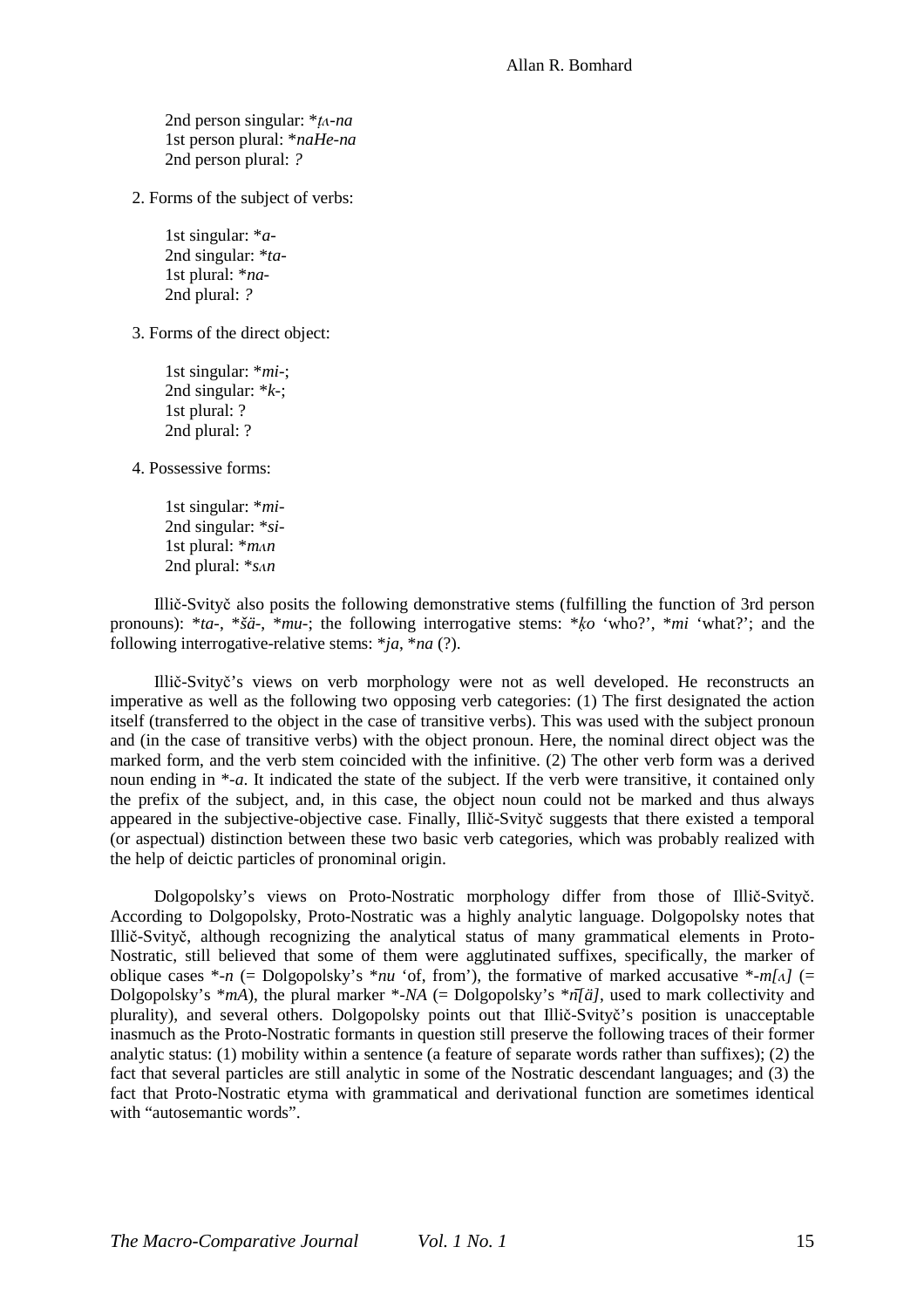2nd person singular: **ṭʌ-na*
1st person plural: **naHe-na*
2nd person plural: *?*

2. Forms of the subject of verbs:

1st singular: **a-*
2nd singular: **ta-*
1st plural: **na-*
2nd plural: *?*

3. Forms of the direct object:

1st singular: **mi-*;
2nd singular: **k-*;
1st plural: ?
2nd plural: ?

4. Possessive forms:

1st singular: **mi-*
2nd singular: **si-*
1st plural: **mʌn*
2nd plural: **sʌn*

Illič-Svityč also posits the following demonstrative stems (fulfilling the function of 3rd person pronouns): **ta-*, **šä-*, **mu-*; the following interrogative stems: **ḳo* 'who?', **mi* 'what?'; and the following interrogative-relative stems: **ja*, **na* (?).

Illič-Svityč's views on verb morphology were not as well developed. He reconstructs an imperative as well as the following two opposing verb categories: (1) The first designated the action itself (transferred to the object in the case of transitive verbs). This was used with the subject pronoun and (in the case of transitive verbs) with the object pronoun. Here, the nominal direct object was the marked form, and the verb stem coincided with the infinitive. (2) The other verb form was a derived noun ending in **-a*. It indicated the state of the subject. If the verb were transitive, it contained only the prefix of the subject, and, in this case, the object noun could not be marked and thus always appeared in the subjective-objective case. Finally, Illič-Svityč suggests that there existed a temporal (or aspectual) distinction between these two basic verb categories, which was probably realized with the help of deictic particles of pronominal origin.

Dolgopolsky's views on Proto-Nostratic morphology differ from those of Illič-Svityč. According to Dolgopolsky, Proto-Nostratic was a highly analytic language. Dolgopolsky notes that Illič-Svityč, although recognizing the analytical status of many grammatical elements in Proto-Nostratic, still believed that some of them were agglutinated suffixes, specifically, the marker of oblique cases **-n* (= Dolgopolsky's **nu* 'of, from'), the formative of marked accusative **-m[ʌ]* (= Dolgopolsky's **mA*), the plural marker **-NA* (= Dolgopolsky's **n̄[ä]*, used to mark collectivity and plurality), and several others. Dolgopolsky points out that Illič-Svityč's position is unacceptable inasmuch as the Proto-Nostratic formants in question still preserve the following traces of their former analytic status: (1) mobility within a sentence (a feature of separate words rather than suffixes); (2) the fact that several particles are still analytic in some of the Nostratic descendant languages; and (3) the fact that Proto-Nostratic etyma with grammatical and derivational function are sometimes identical with "autosemantic words".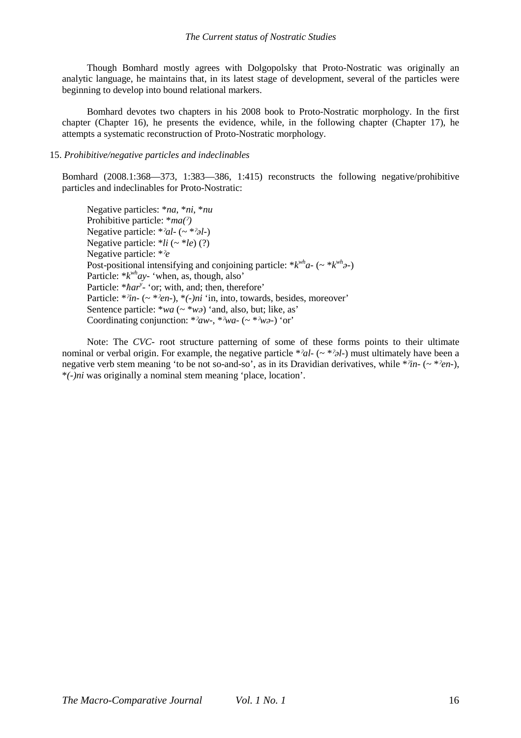Though Bomhard mostly agrees with Dolgopolsky that Proto-Nostratic was originally an analytic language, he maintains that, in its latest stage of development, several of the particles were beginning to develop into bound relational markers.

Bomhard devotes two chapters in his 2008 book to Proto-Nostratic morphology. In the first chapter (Chapter 16), he presents the evidence, while, in the following chapter (Chapter 17), he attempts a systematic reconstruction of Proto-Nostratic morphology.

15. *Prohibitive/negative particles and indeclinables*

Bomhard (2008.1:368—373, 1:383—386, 1:415) reconstructs the following negative/prohibitive particles and indeclinables for Proto-Nostratic:

Negative particles: *\*na*, *\*ni*, *\*nu*  
Prohibitive particle: *\*ma(ˀ)*  
Negative particle: *\*ˀal-* (~ *\*ˀəl-*)  
Negative particle: *\*li* (~ *\*le*) (?)  
Negative particle: *\*ˀe*  
Post-positional intensifying and conjoining particle: *\*k^wh^a-* (~ *\*k^wh^ə-*)  
Particle: *\*k^wh^ay-* 'when, as, though, also'  
Particle: *\*ħar^y^-* 'or; with, and; then, therefore'  
Particle: *\*ˀin-* (~ *\*ˀen-*), *\*(-)ni* 'in, into, towards, besides, moreover'  
Sentence particle: *\*wa* (~ *\*wə*) 'and, also, but; like, as'  
Coordinating conjunction: *\*ˀaw-*, *\*ˀwa-* (~ *\*ˀwə-*) 'or'

Note: The *CVC-* root structure patterning of some of these forms points to their ultimate nominal or verbal origin. For example, the negative particle *\*ˀal-* (~ *\*ˀəl-*) must ultimately have been a negative verb stem meaning 'to be not so-and-so', as in its Dravidian derivatives, while *\*ˀin-* (~ *\*ˀen-*), *\*(-)ni* was originally a nominal stem meaning 'place, location'.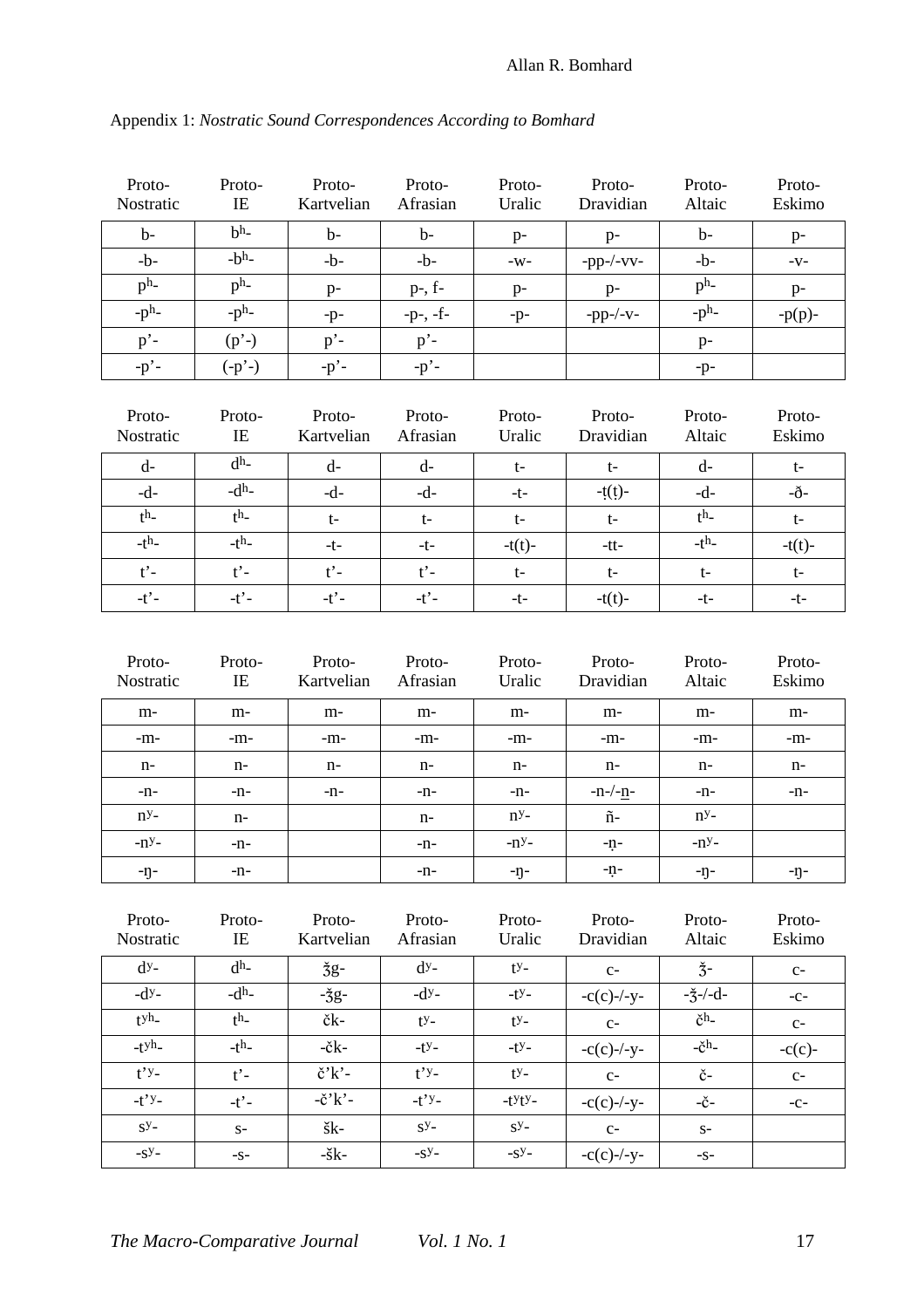Appendix 1: *Nostratic Sound Correspondences According to Bomhard*

| Proto-Nostratic | Proto-IE | Proto-Kartvelian | Proto-Afrasian | Proto-Uralic | Proto-Dravidian | Proto-Altaic | Proto-Eskimo |
|---|---|---|---|---|---|---|---|
| b- | $b^h$- | b- | b- | p- | p- | b- | p- |
| -b- | -$b^h$- | -b- | -b- | -w- | -pp-/-vv- | -b- | -v- |
| $p^h$- | $p^h$- | p- | p-, f- | p- | p- | $p^h$- | p- |
| -$p^h$- | -$p^h$- | -p- | -p-, -f- | -p- | -pp-/-v- | -$p^h$- | -p(p)- |
| p’- | (p’-) | p’- | p’- | | | p- | |
| -p’- | (-p’-) | -p’- | -p’- | | | -p- | |

| Proto-Nostratic | Proto-IE | Proto-Kartvelian | Proto-Afrasian | Proto-Uralic | Proto-Dravidian | Proto-Altaic | Proto-Eskimo |
|---|---|---|---|---|---|---|---|
| d- | $d^h$- | d- | d- | t- | t- | d- | t- |
| -d- | -$d^h$- | -d- | -d- | -t- | -ṭ(ṭ)- | -d- | -ð- |
| $t^h$- | $t^h$- | t- | t- | t- | t- | $t^h$- | t- |
| -$t^h$- | -$t^h$- | -t- | -t- | -t(t)- | -tt- | -$t^h$- | -t(t)- |
| t’- | t’- | t’- | t’- | t- | t- | t- | t- |
| -t’- | -t’- | -t’- | -t’- | -t- | -t(t)- | -t- | -t- |

| Proto-Nostratic | Proto-IE | Proto-Kartvelian | Proto-Afrasian | Proto-Uralic | Proto-Dravidian | Proto-Altaic | Proto-Eskimo |
|---|---|---|---|---|---|---|---|
| m- | m- | m- | m- | m- | m- | m- | m- |
| -m- | -m- | -m- | -m- | -m- | -m- | -m- | -m- |
| n- | n- | n- | n- | n- | n- | n- | n- |
| -n- | -n- | -n- | -n- | -n- | -n-/-n̲- | -n- | -n- |
| $n^y$- | n- | | n- | $n^y$- | ñ- | $n^y$- | |
| -$n^y$- | -n- | | -n- | -$n^y$- | -ṇ- | -$n^y$- | |
| -ŋ- | -n- | | -n- | -ŋ- | -ṇ- | -ŋ- | -ŋ- |

| Proto-Nostratic | Proto-IE | Proto-Kartvelian | Proto-Afrasian | Proto-Uralic | Proto-Dravidian | Proto-Altaic | Proto-Eskimo |
|---|---|---|---|---|---|---|---|
| $d^y$- | $d^h$- | ǯg- | $d^y$- | $t^y$- | c- | ǯ- | c- |
| -$d^y$- | -$d^h$- | -ǯg- | -$d^y$- | -$t^y$- | -c(c)-/-y- | -ǯ-/-d- | -c- |
| $t^{yh}$- | $t^h$- | čk- | $t^y$- | $t^y$- | c- | $č^h$- | c- |
| -$t^{yh}$- | -$t^h$- | -čk- | -$t^y$- | -$t^y$- | -c(c)-/-y- | -$č^h$- | -c(c)- |
| $t’^y$- | t’- | č’k’- | $t’^y$- | $t^y$- | c- | č- | c- |
| -$t’^y$- | -t’- | -č’k’- | -$t’^y$- | -$t^yt^y$- | -c(c)-/-y- | -č- | -c- |
| $s^y$- | s- | šk- | $s^y$- | $s^y$- | c- | s- | |
| -$s^y$- | -s- | -šk- | -$s^y$- | -$s^y$- | -c(c)-/-y- | -s- | |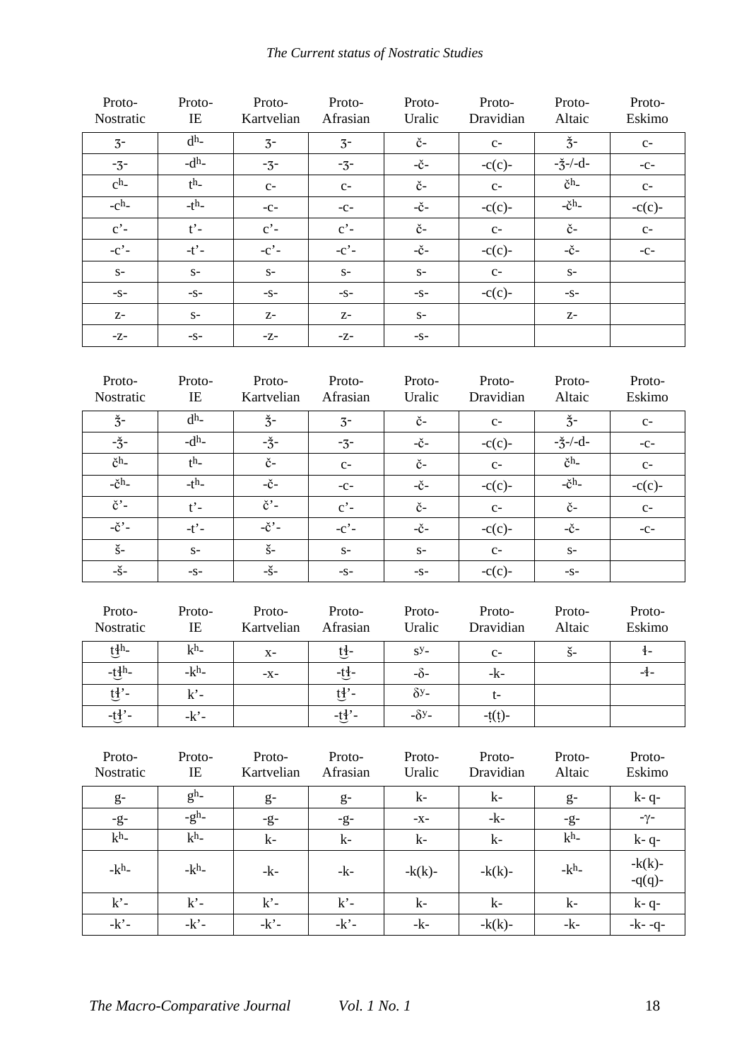| Proto-Nostratic | Proto-IE | Proto-Kartvelian | Proto-Afrasian | Proto-Uralic | Proto-Dravidian | Proto-Altaic | Proto-Eskimo |
|---|---|---|---|---|---|---|---|
| ʒ- | $d^h$- | ʒ- | ʒ- | č- | c- | ǯ- | c- |
| -ʒ- | -$d^h$- | -ʒ- | -ʒ- | -č- | -c(c)- | -ǯ-/-d- | -c- |
| $c^h$- | $t^h$- | c- | c- | č- | c- | $č^h$- | c- |
| -$c^h$- | -$t^h$- | -c- | -c- | -č- | -c(c)- | -$č^h$- | -c(c)- |
| c’- | t’- | c’- | c’- | č- | c- | č- | c- |
| -c’- | -t’- | -c’- | -c’- | -č- | -c(c)- | -č- | -c- |
| s- | s- | s- | s- | s- | c- | s- | |
| -s- | -s- | -s- | -s- | -s- | -c(c)- | -s- | |
| z- | s- | z- | z- | s- | | z- | |
| -z- | -s- | -z- | -z- | -s- | | | |

| Proto-Nostratic | Proto-IE | Proto-Kartvelian | Proto-Afrasian | Proto-Uralic | Proto-Dravidian | Proto-Altaic | Proto-Eskimo |
|---|---|---|---|---|---|---|---|
| ǯ- | $d^h$- | ǯ- | ʒ- | č- | c- | ǯ- | c- |
| -ǯ- | -$d^h$- | -ǯ- | -ʒ- | -č- | -c(c)- | -ǯ-/-d- | -c- |
| $č^h$- | $t^h$- | č- | c- | č- | c- | $č^h$- | c- |
| -$č^h$- | -$t^h$- | -č- | -c- | -č- | -c(c)- | -$č^h$- | -c(c)- |
| č’- | t’- | č’- | c’- | č- | c- | č- | c- |
| -č’- | -t’- | -č’- | -c’- | -č- | -c(c)- | -č- | -c- |
| š- | s- | š- | s- | s- | c- | s- | |
| -š- | -s- | -š- | -s- | -s- | -c(c)- | -s- | |

| Proto-Nostratic | Proto-IE | Proto-Kartvelian | Proto-Afrasian | Proto-Uralic | Proto-Dravidian | Proto-Altaic | Proto-Eskimo |
|---|---|---|---|---|---|---|---|
| t͜ɬʰ- | $k^h$- | x- | t͜ɬ- | $s^y$- | c- | š- | ɬ- |
| -t͜ɬʰ- | -$k^h$- | -x- | -t͜ɬ- | -δ- | -k- | | -ɬ- |
| t͜ɬ’- | k’- | | t͜ɬ’- | $δ^y$- | t- | | |
| -t͜ɬ’- | -k’- | | -t͜ɬ’- | -$δ^y$- | -ṭ(ṭ)- | | |

| Proto-Nostratic | Proto-IE | Proto-Kartvelian | Proto-Afrasian | Proto-Uralic | Proto-Dravidian | Proto-Altaic | Proto-Eskimo |
|---|---|---|---|---|---|---|---|
| g- | $g^h$- | g- | g- | k- | k- | g- | k- q- |
| -g- | -$g^h$- | -g- | -g- | -x- | -k- | -g- | -γ- |
| $k^h$- | $k^h$- | k- | k- | k- | k- | $k^h$- | k- q- |
| -$k^h$- | -$k^h$- | -k- | -k- | -k(k)- | -k(k)- | -$k^h$- | -k(k)- -q(q)- |
| k’- | k’- | k’- | k’- | k- | k- | k- | k- q- |
| -k’- | -k’- | -k’- | -k’- | -k- | -k(k)- | -k- | -k- -q- |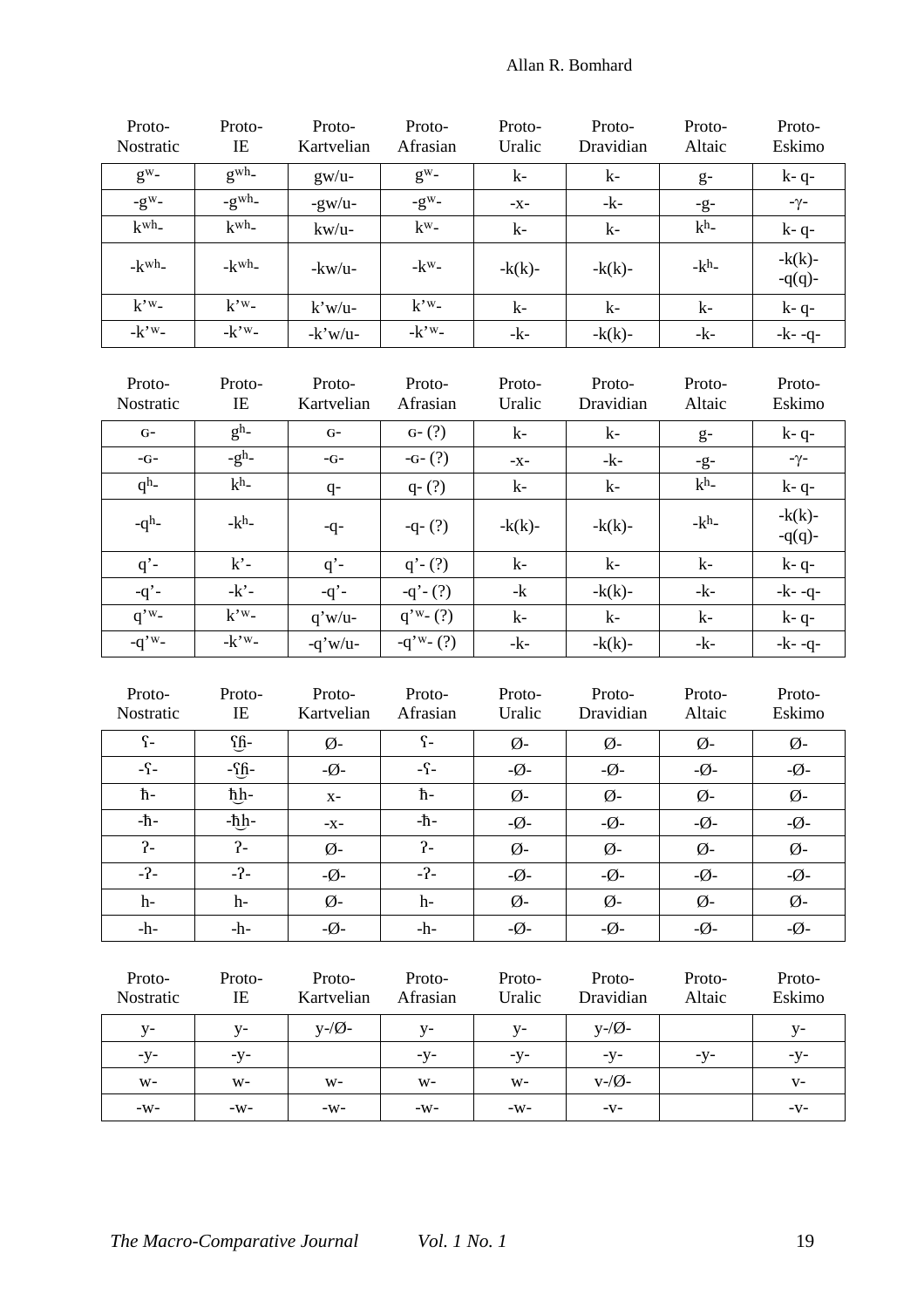| Proto-Nostratic | Proto-IE | Proto-Kartvelian | Proto-Afrasian | Proto-Uralic | Proto-Dravidian | Proto-Altaic | Proto-Eskimo |
|---|---|---|---|---|---|---|---|
| gʷ- | gʷʰ- | gw/u- | gʷ- | k- | k- | g- | k- q- |
| -gʷ- | -gʷʰ- | -gw/u- | -gʷ- | -x- | -k- | -g- | -γ- |
| kʷʰ- | kʷʰ- | kw/u- | kʷ- | k- | k- | kʰ- | k- q- |
| -kʷʰ- | -kʷʰ- | -kw/u- | -kʷ- | -k(k)- | -k(k)- | -kʰ- | -k(k)- -q(q)- |
| k’ʷ- | k’ʷ- | k’w/u- | k’ʷ- | k- | k- | k- | k- q- |
| -k’ʷ- | -k’ʷ- | -k’w/u- | -k’ʷ- | -k- | -k(k)- | -k- | -k- -q- |

| Proto-Nostratic | Proto-IE | Proto-Kartvelian | Proto-Afrasian | Proto-Uralic | Proto-Dravidian | Proto-Altaic | Proto-Eskimo |
|---|---|---|---|---|---|---|---|
| ɢ- | gʰ- | ɢ- | ɢ- (?) | k- | k- | g- | k- q- |
| -ɢ- | -gʰ- | -ɢ- | -ɢ- (?) | -x- | -k- | -g- | -γ- |
| qʰ- | kʰ- | q- | q- (?) | k- | k- | kʰ- | k- q- |
| -qʰ- | -kʰ- | -q- | -q- (?) | -k(k)- | -k(k)- | -kʰ- | -k(k)- -q(q)- |
| q’- | k’- | q’- | q’- (?) | k- | k- | k- | k- q- |
| -q’- | -k’- | -q’- | -q’- (?) | -k | -k(k)- | -k- | -k- -q- |
| q’ʷ- | k’ʷ- | q’w/u- | q’ʷ- (?) | k- | k- | k- | k- q- |
| -q’ʷ- | -k’ʷ- | -q’w/u- | -q’ʷ- (?) | -k- | -k(k)- | -k- | -k- -q- |

| Proto-Nostratic | Proto-IE | Proto-Kartvelian | Proto-Afrasian | Proto-Uralic | Proto-Dravidian | Proto-Altaic | Proto-Eskimo |
|---|---|---|---|---|---|---|---|
| ʕ- | ʕ͜ɦ- | Ø- | ʕ- | Ø- | Ø- | Ø- | Ø- |
| -ʕ- | -ʕ͜ɦ- | -Ø- | -ʕ- | -Ø- | -Ø- | -Ø- | -Ø- |
| ħ- | ħ͜h- | x- | ħ- | Ø- | Ø- | Ø- | Ø- |
| -ħ- | -ħ͜h- | -x- | -ħ- | -Ø- | -Ø- | -Ø- | -Ø- |
| ʔ- | ʔ- | Ø- | ʔ- | Ø- | Ø- | Ø- | Ø- |
| -ʔ- | -ʔ- | -Ø- | -ʔ- | -Ø- | -Ø- | -Ø- | -Ø- |
| h- | h- | Ø- | h- | Ø- | Ø- | Ø- | Ø- |
| -h- | -h- | -Ø- | -h- | -Ø- | -Ø- | -Ø- | -Ø- |

| Proto-Nostratic | Proto-IE | Proto-Kartvelian | Proto-Afrasian | Proto-Uralic | Proto-Dravidian | Proto-Altaic | Proto-Eskimo |
|---|---|---|---|---|---|---|---|
| y- | y- | y-/Ø- | y- | y- | y-/Ø- | | y- |
| -y- | -y- | | -y- | -y- | -y- | -y- | -y- |
| w- | w- | w- | w- | w- | v-/Ø- | | v- |
| -w- | -w- | -w- | -w- | -w- | -v- | | -v- |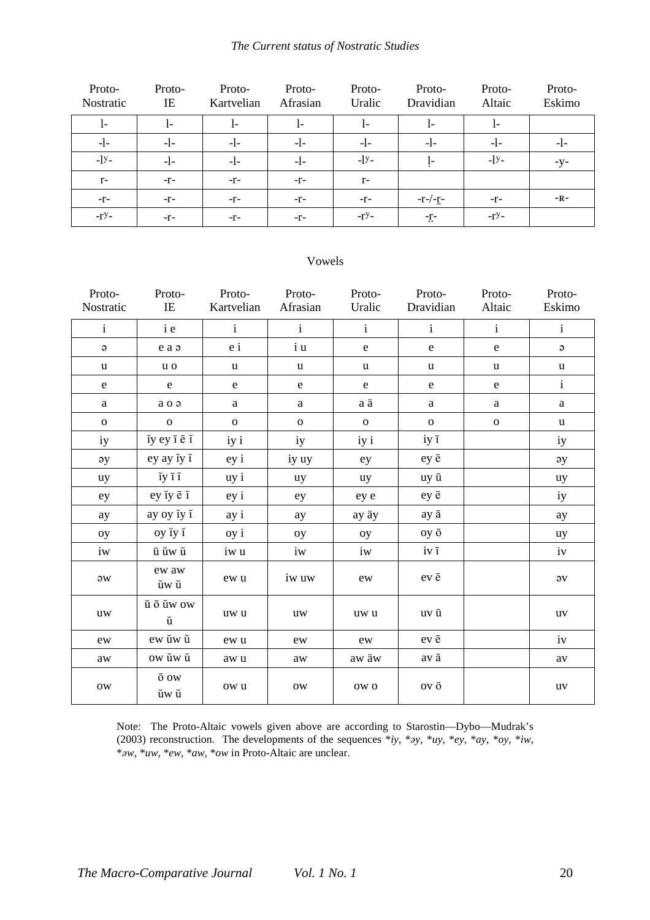| Proto-Nostratic | Proto-IE | Proto-Kartvelian | Proto-Afrasian | Proto-Uralic | Proto-Dravidian | Proto-Altaic | Proto-Eskimo |
|---|---|---|---|---|---|---|---|
| l- | l- | l- | l- | l- | l- | l- | |
| -l- | -l- | -l- | -l- | -l- | -l- | -l- | -l- |
| -lʸ- | -l- | -l- | -l- | -lʸ- | ḷ- | -lʸ- | -y- |
| r- | -r- | -r- | -r- | r- | | | |
| -r- | -r- | -r- | -r- | -r- | -r-/-ṟ- | -r- | -ʀ- |
| -rʸ- | -r- | -r- | -r- | -rʸ- | -ṛ- | -rʸ- | |

Vowels

| Proto-Nostratic | Proto-IE | Proto-Kartvelian | Proto-Afrasian | Proto-Uralic | Proto-Dravidian | Proto-Altaic | Proto-Eskimo |
|---|---|---|---|---|---|---|---|
| i | i e | i | i | i | i | i | i |
| ə | e a ə | e i | i u | e | e | e | ə |
| u | u o | u | u | u | u | u | u |
| e | e | e | e | e | e | e | i |
| a | a o ə | a | a | a ä | a | a | a |
| o | o | o | o | o | o | o | u |
| iy | ĭy ey ī ē ĭ | iy i | iy | iy i | iy ī | | iy |
| əy | ey ay ĭy ĭ | ey i | iy uy | ey | ey ē | | əy |
| uy | ĭy ī ĭ | uy i | uy | uy | uy ū | | uy |
| ey | ey ĭy ē ĭ | ey i | ey | ey e | ey ē | | iy |
| ay | ay oy ĭy ĭ | ay i | ay | ay äy | ay ā | | ay |
| oy | oy ĭy ĭ | oy i | oy | oy | oy ō | | uy |
| iw | ū ŭw ŭ | iw u | iw | iw | iv ī | | iv |
| əw | ew aw ŭw ŭ | ew u | iw uw | ew | ev ē | | əv |
| uw | ū ō ŭw ow ŭ | uw u | uw | uw u | uv ū | | uv |
| ew | ew ŭw ŭ | ew u | ew | ew | ev ē | | iv |
| aw | ow ŭw ŭ | aw u | aw | aw äw | av ā | | av |
| ow | ō ow ŭw ŭ | ow u | ow | ow o | ov ō | | uv |

Note: The Proto-Altaic vowels given above are according to Starostin—Dybo—Mudrak's (2003) reconstruction. The developments of the sequences **iy*, **əy*, **uy*, **ey*, **ay*, **oy*, **iw*, **əw*, **uw*, **ew*, **aw*, **ow* in Proto-Altaic are unclear.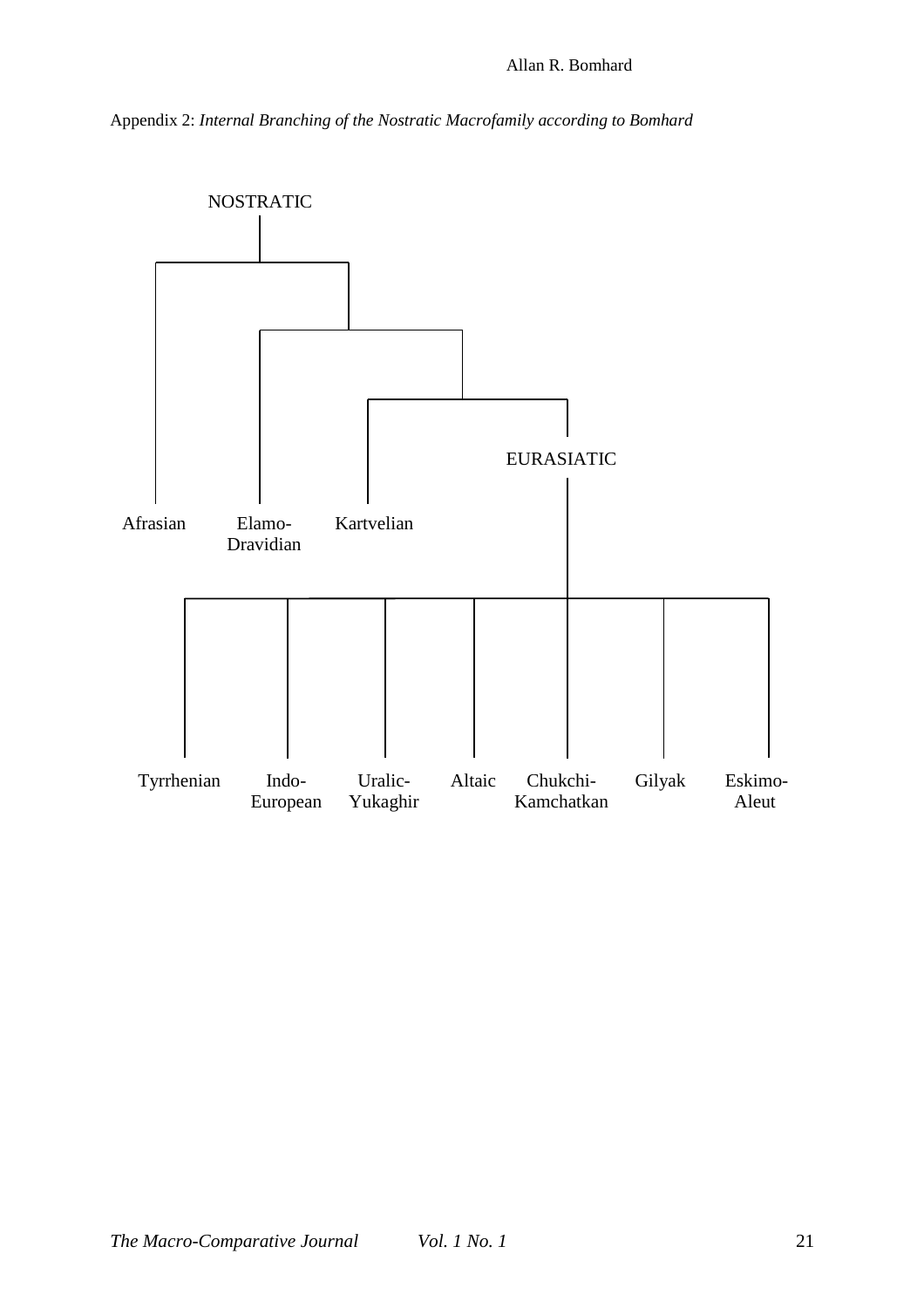Appendix 2: *Internal Branching of the Nostratic Macrofamily according to Bomhard*

NOSTRATIC

EURASIATIC

Afrasian

Elamo-Dravidian

Kartvelian

Tyrrhenian

Indo-European

Uralic-Yukaghir

Altaic

Chukchi-Kamchatkan

Gilyak

Eskimo-Aleut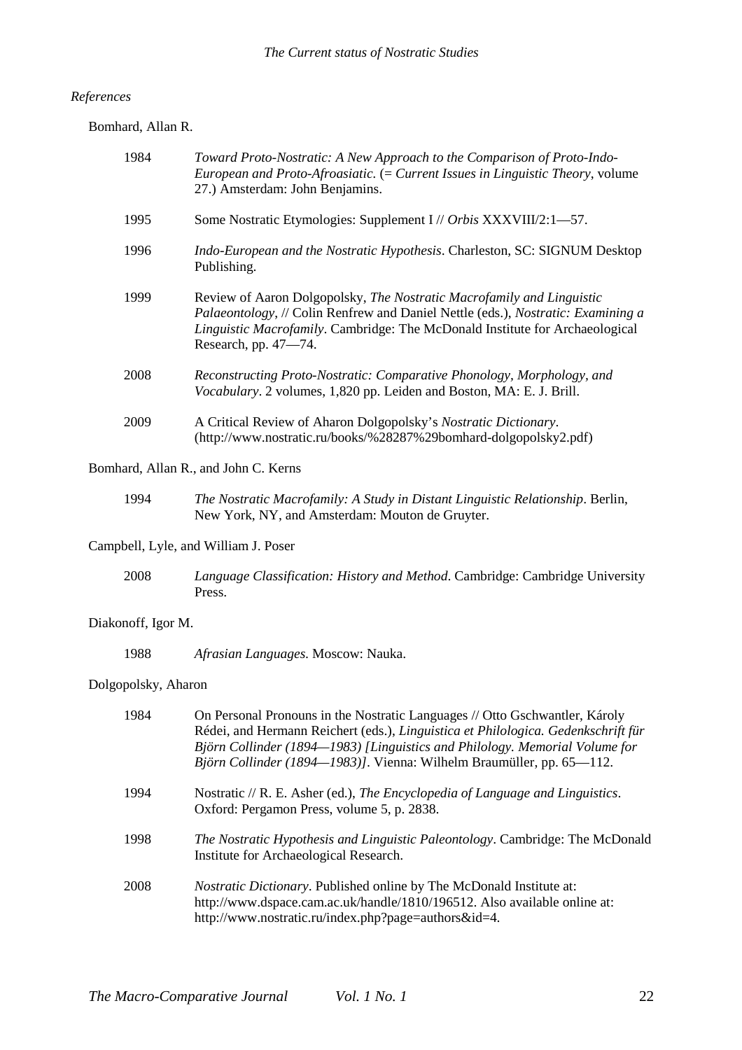*References*

Bomhard, Allan R.

1984 *Toward Proto-Nostratic: A New Approach to the Comparison of Proto-Indo-European and Proto-Afroasiatic.* (= *Current Issues in Linguistic Theory*, volume 27.) Amsterdam: John Benjamins.

1995 Some Nostratic Etymologies: Supplement I // *Orbis* XXXVIII/2:1—57.

1996 *Indo-European and the Nostratic Hypothesis*. Charleston, SC: SIGNUM Desktop Publishing.

1999 Review of Aaron Dolgopolsky, *The Nostratic Macrofamily and Linguistic Palaeontology*, // Colin Renfrew and Daniel Nettle (eds.), *Nostratic: Examining a Linguistic Macrofamily*. Cambridge: The McDonald Institute for Archaeological Research, pp. 47—74.

2008 *Reconstructing Proto-Nostratic: Comparative Phonology, Morphology, and Vocabulary*. 2 volumes, 1,820 pp. Leiden and Boston, MA: E. J. Brill.

2009 A Critical Review of Aharon Dolgopolsky's *Nostratic Dictionary*. (http://www.nostratic.ru/books/%28287%29bomhard-dolgopolsky2.pdf)

Bomhard, Allan R., and John C. Kerns

1994 *The Nostratic Macrofamily: A Study in Distant Linguistic Relationship*. Berlin, New York, NY, and Amsterdam: Mouton de Gruyter.

Campbell, Lyle, and William J. Poser

2008 *Language Classification: History and Method*. Cambridge: Cambridge University Press.

Diakonoff, Igor M.

1988 *Afrasian Languages.* Moscow: Nauka.

Dolgopolsky, Aharon

1984 On Personal Pronouns in the Nostratic Languages // Otto Gschwantler, Károly Rédei, and Hermann Reichert (eds.), *Linguistica et Philologica. Gedenkschrift für Björn Collinder (1894—1983) [Linguistics and Philology. Memorial Volume for Björn Collinder (1894—1983)]*. Vienna: Wilhelm Braumüller, pp. 65—112.

1994 Nostratic // R. E. Asher (ed.), *The Encyclopedia of Language and Linguistics*. Oxford: Pergamon Press, volume 5, p. 2838.

1998 *The Nostratic Hypothesis and Linguistic Paleontology*. Cambridge: The McDonald Institute for Archaeological Research.

2008 *Nostratic Dictionary*. Published online by The McDonald Institute at: http://www.dspace.cam.ac.uk/handle/1810/196512. Also available online at: http://www.nostratic.ru/index.php?page=authors&id=4.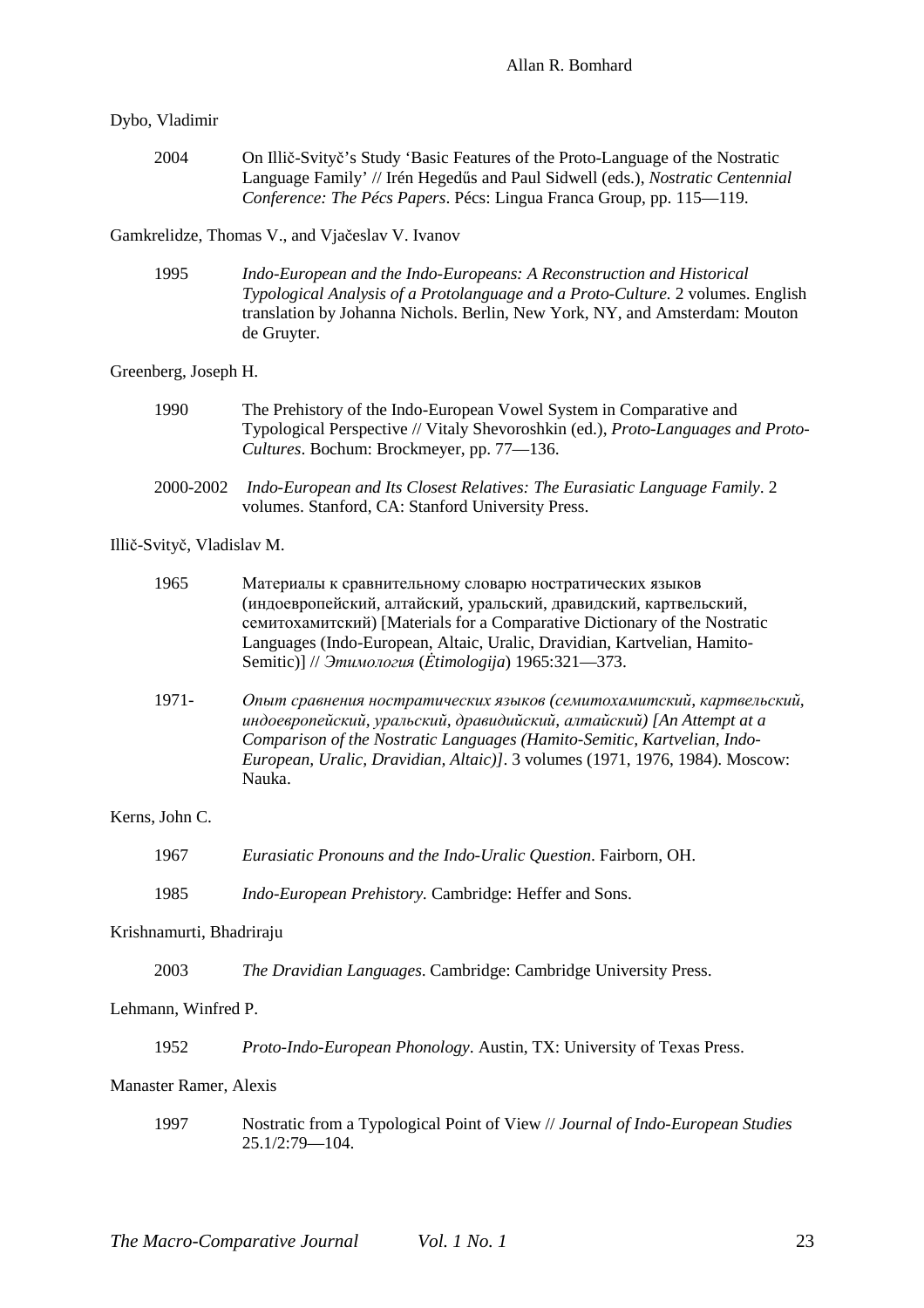Dybo, Vladimir

2004 On Illič-Svityč's Study 'Basic Features of the Proto-Language of the Nostratic Language Family' // Irén Hegedűs and Paul Sidwell (eds.), *Nostratic Centennial Conference: The Pécs Papers*. Pécs: Lingua Franca Group, pp. 115—119.

Gamkrelidze, Thomas V., and Vjačeslav V. Ivanov

1995 *Indo-European and the Indo-Europeans: A Reconstruction and Historical Typological Analysis of a Protolanguage and a Proto-Culture.* 2 volumes. English translation by Johanna Nichols. Berlin, New York, NY, and Amsterdam: Mouton de Gruyter.

Greenberg, Joseph H.

1990 The Prehistory of the Indo-European Vowel System in Comparative and Typological Perspective // Vitaly Shevoroshkin (ed.), *Proto-Languages and Proto-Cultures*. Bochum: Brockmeyer, pp. 77—136.

2000-2002 *Indo-European and Its Closest Relatives: The Eurasiatic Language Family*. 2 volumes. Stanford, CA: Stanford University Press.

Illič-Svityč, Vladislav M.

1965 Материалы к сравнительному словарю ностратических языков (индоевропейский, алтайский, уральский, дравидский, картвельский, семитохамитский) [Materials for a Comparative Dictionary of the Nostratic Languages (Indo-European, Altaic, Uralic, Dravidian, Kartvelian, Hamito-Semitic)] // *Этимология* (*Ėtimologija*) 1965:321—373.

1971- *Опыт сравнения ностратических языков (семитохамитский, картвельский, индоевропейский, уральский, дравидийский, алтайский) [An Attempt at a Comparison of the Nostratic Languages (Hamito-Semitic, Kartvelian, Indo-European, Uralic, Dravidian, Altaic)]*. 3 volumes (1971, 1976, 1984). Moscow: Nauka.

Kerns, John C.

1967 *Eurasiatic Pronouns and the Indo-Uralic Question*. Fairborn, OH.

1985 *Indo-European Prehistory.* Cambridge: Heffer and Sons.

Krishnamurti, Bhadriraju

2003 *The Dravidian Languages*. Cambridge: Cambridge University Press.

Lehmann, Winfred P.

1952 *Proto-Indo-European Phonology*. Austin, TX: University of Texas Press.

Manaster Ramer, Alexis

1997 Nostratic from a Typological Point of View // *Journal of Indo-European Studies* 25.1/2:79—104.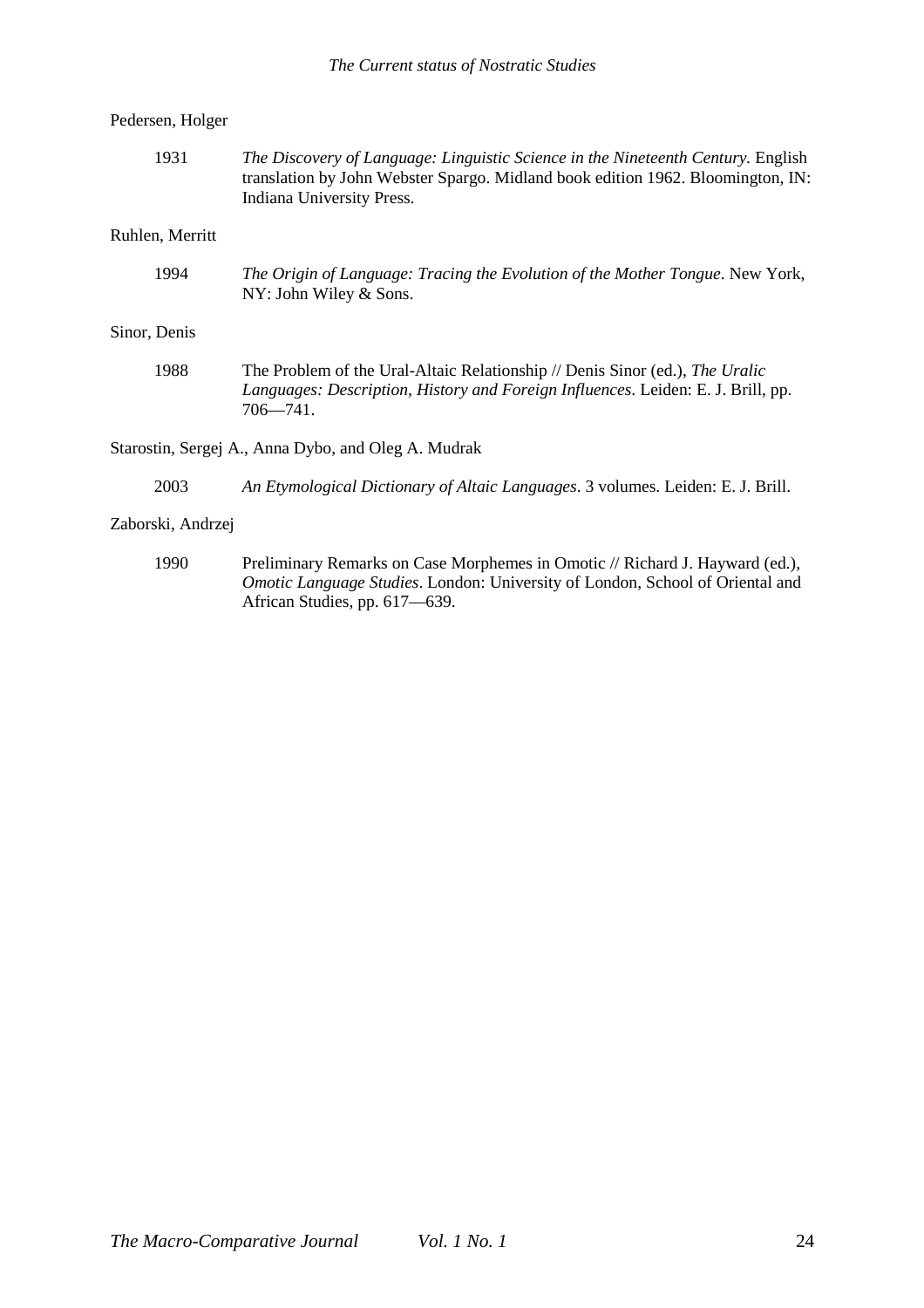Pedersen, Holger

1931 *The Discovery of Language: Linguistic Science in the Nineteenth Century.* English translation by John Webster Spargo. Midland book edition 1962. Bloomington, IN: Indiana University Press.

Ruhlen, Merritt

1994 *The Origin of Language: Tracing the Evolution of the Mother Tongue*. New York, NY: John Wiley & Sons.

Sinor, Denis

1988 The Problem of the Ural-Altaic Relationship // Denis Sinor (ed.), *The Uralic Languages: Description, History and Foreign Influences*. Leiden: E. J. Brill, pp. 706—741.

Starostin, Sergej A., Anna Dybo, and Oleg A. Mudrak

2003 *An Etymological Dictionary of Altaic Languages*. 3 volumes. Leiden: E. J. Brill.

Zaborski, Andrzej

1990 Preliminary Remarks on Case Morphemes in Omotic // Richard J. Hayward (ed.), *Omotic Language Studies*. London: University of London, School of Oriental and African Studies, pp. 617—639.